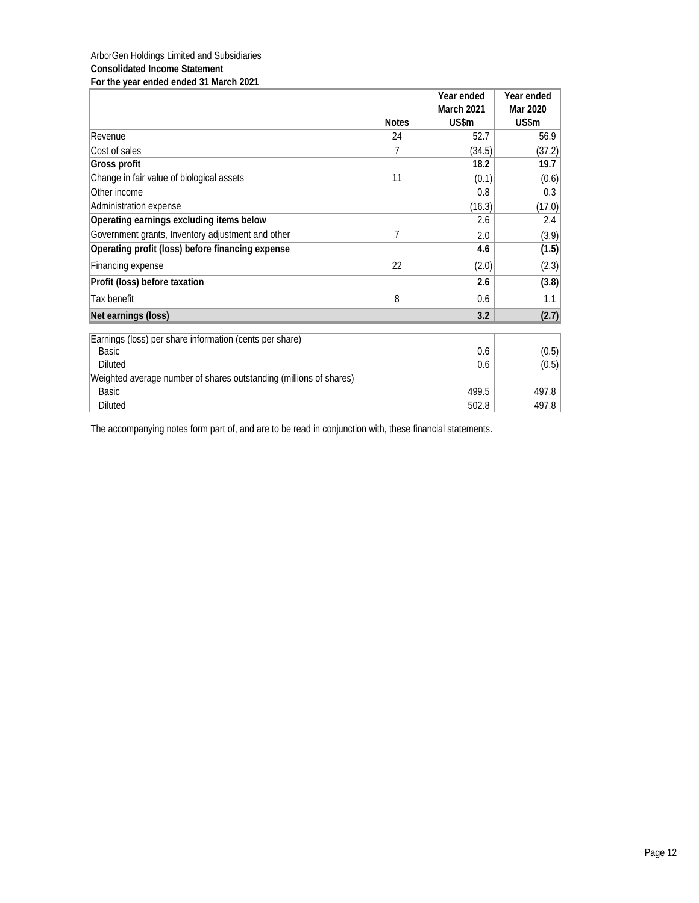ArborGen Holdings Limited and Subsidiaries

**Consolidated Income Statement**

**For the year ended ended 31 March 2021**

| | Notes | Year ended March 2021 US$m | Year ended Mar 2020 US$m |
|---|---|---|---|
| Revenue | 24 | 52.7 | 56.9 |
| Cost of sales | 7 | (34.5) | (37.2) |
| **Gross profit** | | **18.2** | **19.7** |
| Change in fair value of biological assets | 11 | (0.1) | (0.6) |
| Other income | | 0.8 | 0.3 |
| Administration expense | | (16.3) | (17.0) |
| **Operating earnings excluding items below** | | 2.6 | 2.4 |
| Government grants, Inventory adjustment and other | 7 | 2.0 | (3.9) |
| **Operating profit (loss) before financing expense** | | **4.6** | **(1.5)** |
| Financing expense | 22 | (2.0) | (2.3) |
| **Profit (loss) before taxation** | | **2.6** | **(3.8)** |
| Tax benefit | 8 | 0.6 | 1.1 |
| **Net earnings (loss)** | | **3.2** | **(2.7)** |

| | | |
|---|---|---|
| Earnings (loss) per share information (cents per share) | | |
| Basic | 0.6 | (0.5) |
| Diluted | 0.6 | (0.5) |
| Weighted average number of shares outstanding (millions of shares) | | |
| Basic | 499.5 | 497.8 |
| Diluted | 502.8 | 497.8 |

The accompanying notes form part of, and are to be read in conjunction with, these financial statements.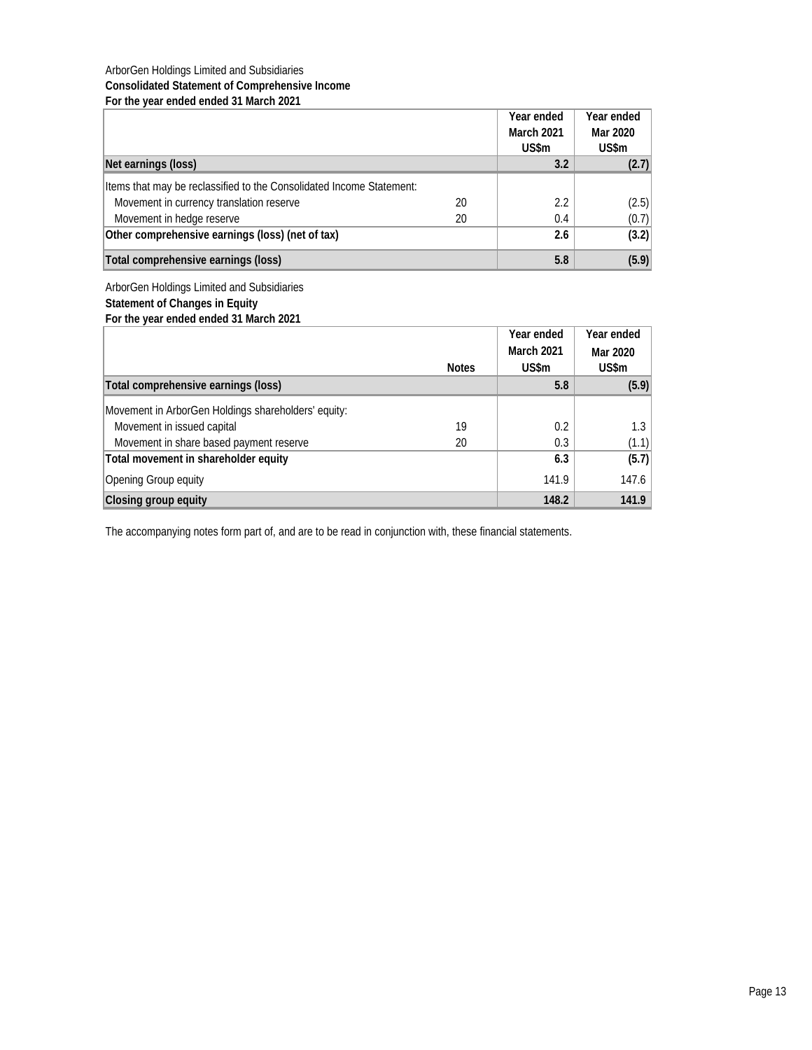ArborGen Holdings Limited and Subsidiaries

**Consolidated Statement of Comprehensive Income**

**For the year ended ended 31 March 2021**

| | | Year ended March 2021 US$m | Year ended Mar 2020 US$m |
|---|---|---|---|
| **Net earnings (loss)** | | **3.2** | **(2.7)** |
| Items that may be reclassified to the Consolidated Income Statement: | | | |
| Movement in currency translation reserve | 20 | 2.2 | (2.5) |
| Movement in hedge reserve | 20 | 0.4 | (0.7) |
| **Other comprehensive earnings (loss) (net of tax)** | | **2.6** | **(3.2)** |
| **Total comprehensive earnings (loss)** | | **5.8** | **(5.9)** |

ArborGen Holdings Limited and Subsidiaries

**Statement of Changes in Equity**

**For the year ended ended 31 March 2021**

| | Notes | Year ended March 2021 US$m | Year ended Mar 2020 US$m |
|---|---|---|---|
| **Total comprehensive earnings (loss)** | | **5.8** | **(5.9)** |
| Movement in ArborGen Holdings shareholders' equity: | | | |
| Movement in issued capital | 19 | 0.2 | 1.3 |
| Movement in share based payment reserve | 20 | 0.3 | (1.1) |
| **Total movement in shareholder equity** | | **6.3** | **(5.7)** |
| Opening Group equity | | 141.9 | 147.6 |
| **Closing group equity** | | **148.2** | **141.9** |

The accompanying notes form part of, and are to be read in conjunction with, these financial statements.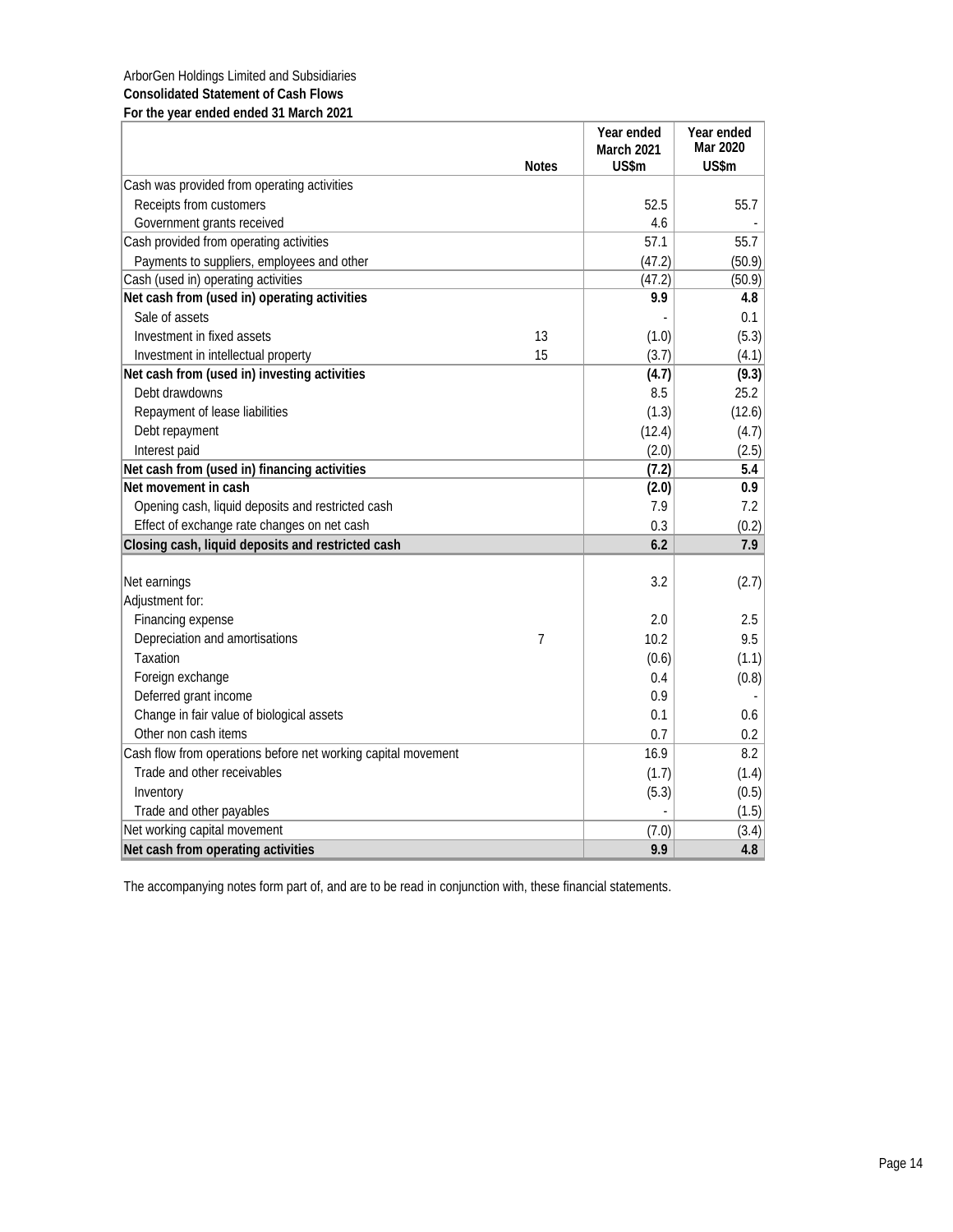ArborGen Holdings Limited and Subsidiaries

**Consolidated Statement of Cash Flows**

**For the year ended ended 31 March 2021**

| | Notes | Year ended March 2021 US$m | Year ended Mar 2020 US$m |
|---|---|---|---|
| Cash was provided from operating activities | | | |
| Receipts from customers | | 52.5 | 55.7 |
| Government grants received | | 4.6 | - |
| Cash provided from operating activities | | 57.1 | 55.7 |
| Payments to suppliers, employees and other | | (47.2) | (50.9) |
| Cash (used in) operating activities | | (47.2) | (50.9) |
| **Net cash from (used in) operating activities** | | **9.9** | **4.8** |
| Sale of assets | | - | 0.1 |
| Investment in fixed assets | 13 | (1.0) | (5.3) |
| Investment in intellectual property | 15 | (3.7) | (4.1) |
| **Net cash from (used in) investing activities** | | **(4.7)** | **(9.3)** |
| Debt drawdowns | | 8.5 | 25.2 |
| Repayment of lease liabilities | | (1.3) | (12.6) |
| Debt repayment | | (12.4) | (4.7) |
| Interest paid | | (2.0) | (2.5) |
| **Net cash from (used in) financing activities** | | **(7.2)** | **5.4** |
| **Net movement in cash** | | **(2.0)** | **0.9** |
| Opening cash, liquid deposits and restricted cash | | 7.9 | 7.2 |
| Effect of exchange rate changes on net cash | | 0.3 | (0.2) |
| **Closing cash, liquid deposits and restricted cash** | | **6.2** | **7.9** |
| | | | |
| Net earnings | | 3.2 | (2.7) |
| Adjustment for: | | | |
| Financing expense | | 2.0 | 2.5 |
| Depreciation and amortisations | 7 | 10.2 | 9.5 |
| Taxation | | (0.6) | (1.1) |
| Foreign exchange | | 0.4 | (0.8) |
| Deferred grant income | | 0.9 | - |
| Change in fair value of biological assets | | 0.1 | 0.6 |
| Other non cash items | | 0.7 | 0.2 |
| Cash flow from operations before net working capital movement | | 16.9 | 8.2 |
| Trade and other receivables | | (1.7) | (1.4) |
| Inventory | | (5.3) | (0.5) |
| Trade and other payables | | - | (1.5) |
| Net working capital movement | | (7.0) | (3.4) |
| **Net cash from operating activities** | | **9.9** | **4.8** |

The accompanying notes form part of, and are to be read in conjunction with, these financial statements.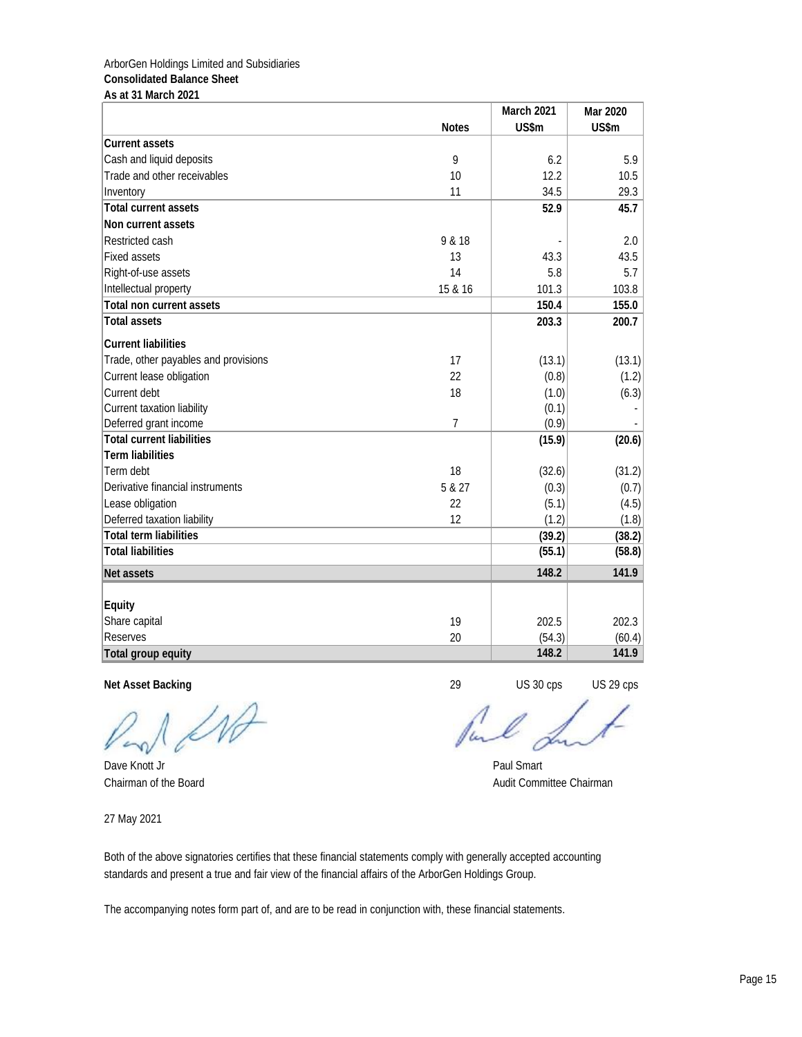ArborGen Holdings Limited and Subsidiaries

**Consolidated Balance Sheet**

**As at 31 March 2021**

| | Notes | March 2021 US$m | Mar 2020 US$m |
|---|---|---|---|
| **Current assets** | | | |
| Cash and liquid deposits | 9 | 6.2 | 5.9 |
| Trade and other receivables | 10 | 12.2 | 10.5 |
| Inventory | 11 | 34.5 | 29.3 |
| **Total current assets** | | **52.9** | **45.7** |
| **Non current assets** | | | |
| Restricted cash | 9 & 18 | - | 2.0 |
| Fixed assets | 13 | 43.3 | 43.5 |
| Right-of-use assets | 14 | 5.8 | 5.7 |
| Intellectual property | 15 & 16 | 101.3 | 103.8 |
| **Total non current assets** | | **150.4** | **155.0** |
| **Total assets** | | **203.3** | **200.7** |
| **Current liabilities** | | | |
| Trade, other payables and provisions | 17 | (13.1) | (13.1) |
| Current lease obligation | 22 | (0.8) | (1.2) |
| Current debt | 18 | (1.0) | (6.3) |
| Current taxation liability | | (0.1) | - |
| Deferred grant income | 7 | (0.9) | - |
| **Total current liabilities** | | **(15.9)** | **(20.6)** |
| **Term liabilities** | | | |
| Term debt | 18 | (32.6) | (31.2) |
| Derivative financial instruments | 5 & 27 | (0.3) | (0.7) |
| Lease obligation | 22 | (5.1) | (4.5) |
| Deferred taxation liability | 12 | (1.2) | (1.8) |
| **Total term liabilities** | | **(39.2)** | **(38.2)** |
| **Total liabilities** | | **(55.1)** | **(58.8)** |
| **Net assets** | | **148.2** | **141.9** |
| **Equity** | | | |
| Share capital | 19 | 202.5 | 202.3 |
| Reserves | 20 | (54.3) | (60.4) |
| **Total group equity** | | **148.2** | **141.9** |
| **Net Asset Backing** | 29 | US 30 cps | US 29 cps |

Dave Knott Jr
Chairman of the Board

Paul Smart
Audit Committee Chairman

27 May 2021

Both of the above signatories certifies that these financial statements comply with generally accepted accounting standards and present a true and fair view of the financial affairs of the ArborGen Holdings Group.

The accompanying notes form part of, and are to be read in conjunction with, these financial statements.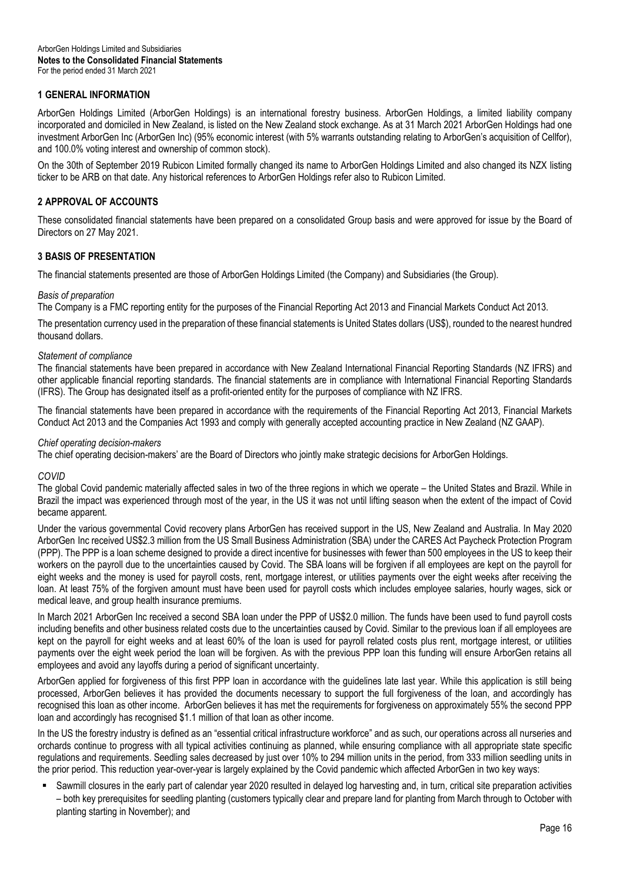## 1 GENERAL INFORMATION

ArborGen Holdings Limited (ArborGen Holdings) is an international forestry business. ArborGen Holdings, a limited liability company incorporated and domiciled in New Zealand, is listed on the New Zealand stock exchange. As at 31 March 2021 ArborGen Holdings had one investment ArborGen Inc (ArborGen Inc) (95% economic interest (with 5% warrants outstanding relating to ArborGen's acquisition of Cellfor), and 100.0% voting interest and ownership of common stock).

On the 30th of September 2019 Rubicon Limited formally changed its name to ArborGen Holdings Limited and also changed its NZX listing ticker to be ARB on that date. Any historical references to ArborGen Holdings refer also to Rubicon Limited.

## 2 APPROVAL OF ACCOUNTS

These consolidated financial statements have been prepared on a consolidated Group basis and were approved for issue by the Board of Directors on 27 May 2021.

## 3 BASIS OF PRESENTATION

The financial statements presented are those of ArborGen Holdings Limited (the Company) and Subsidiaries (the Group).

*Basis of preparation*

The Company is a FMC reporting entity for the purposes of the Financial Reporting Act 2013 and Financial Markets Conduct Act 2013.

The presentation currency used in the preparation of these financial statements is United States dollars (US$), rounded to the nearest hundred thousand dollars.

*Statement of compliance*

The financial statements have been prepared in accordance with New Zealand International Financial Reporting Standards (NZ IFRS) and other applicable financial reporting standards. The financial statements are in compliance with International Financial Reporting Standards (IFRS). The Group has designated itself as a profit-oriented entity for the purposes of compliance with NZ IFRS.

The financial statements have been prepared in accordance with the requirements of the Financial Reporting Act 2013, Financial Markets Conduct Act 2013 and the Companies Act 1993 and comply with generally accepted accounting practice in New Zealand (NZ GAAP).

*Chief operating decision-makers*

The chief operating decision-makers' are the Board of Directors who jointly make strategic decisions for ArborGen Holdings.

*COVID*

The global Covid pandemic materially affected sales in two of the three regions in which we operate – the United States and Brazil. While in Brazil the impact was experienced through most of the year, in the US it was not until lifting season when the extent of the impact of Covid became apparent.

Under the various governmental Covid recovery plans ArborGen has received support in the US, New Zealand and Australia. In May 2020 ArborGen Inc received US$2.3 million from the US Small Business Administration (SBA) under the CARES Act Paycheck Protection Program (PPP). The PPP is a loan scheme designed to provide a direct incentive for businesses with fewer than 500 employees in the US to keep their workers on the payroll due to the uncertainties caused by Covid. The SBA loans will be forgiven if all employees are kept on the payroll for eight weeks and the money is used for payroll costs, rent, mortgage interest, or utilities payments over the eight weeks after receiving the loan. At least 75% of the forgiven amount must have been used for payroll costs which includes employee salaries, hourly wages, sick or medical leave, and group health insurance premiums.

In March 2021 ArborGen Inc received a second SBA loan under the PPP of US$2.0 million. The funds have been used to fund payroll costs including benefits and other business related costs due to the uncertainties caused by Covid. Similar to the previous loan if all employees are kept on the payroll for eight weeks and at least 60% of the loan is used for payroll related costs plus rent, mortgage interest, or utilities payments over the eight week period the loan will be forgiven. As with the previous PPP loan this funding will ensure ArborGen retains all employees and avoid any layoffs during a period of significant uncertainty.

ArborGen applied for forgiveness of this first PPP loan in accordance with the guidelines late last year. While this application is still being processed, ArborGen believes it has provided the documents necessary to support the full forgiveness of the loan, and accordingly has recognised this loan as other income. ArborGen believes it has met the requirements for forgiveness on approximately 55% the second PPP loan and accordingly has recognised $1.1 million of that loan as other income.

In the US the forestry industry is defined as an "essential critical infrastructure workforce" and as such, our operations across all nurseries and orchards continue to progress with all typical activities continuing as planned, while ensuring compliance with all appropriate state specific regulations and requirements. Seedling sales decreased by just over 10% to 294 million units in the period, from 333 million seedling units in the prior period. This reduction year-over-year is largely explained by the Covid pandemic which affected ArborGen in two key ways:

- Sawmill closures in the early part of calendar year 2020 resulted in delayed log harvesting and, in turn, critical site preparation activities – both key prerequisites for seedling planting (customers typically clear and prepare land for planting from March through to October with planting starting in November); and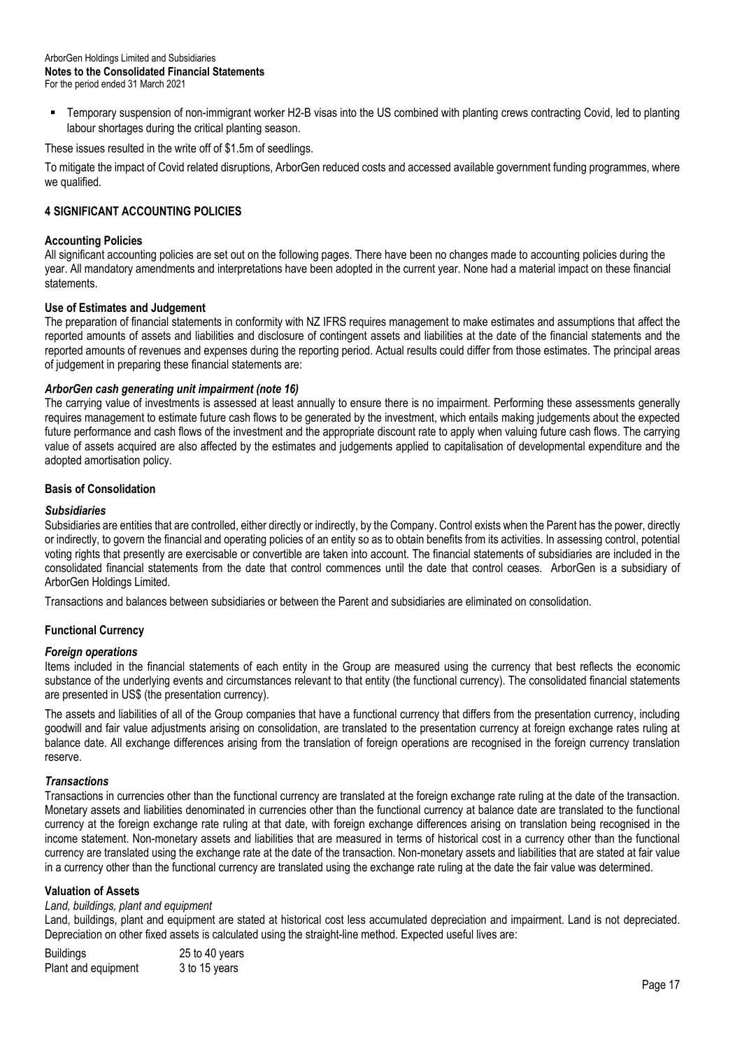- Temporary suspension of non-immigrant worker H2-B visas into the US combined with planting crews contracting Covid, led to planting labour shortages during the critical planting season.

These issues resulted in the write off of $1.5m of seedlings.

To mitigate the impact of Covid related disruptions, ArborGen reduced costs and accessed available government funding programmes, where we qualified.

## 4 SIGNIFICANT ACCOUNTING POLICIES

### Accounting Policies

All significant accounting policies are set out on the following pages. There have been no changes made to accounting policies during the year. All mandatory amendments and interpretations have been adopted in the current year. None had a material impact on these financial statements.

### Use of Estimates and Judgement

The preparation of financial statements in conformity with NZ IFRS requires management to make estimates and assumptions that affect the reported amounts of assets and liabilities and disclosure of contingent assets and liabilities at the date of the financial statements and the reported amounts of revenues and expenses during the reporting period. Actual results could differ from those estimates. The principal areas of judgement in preparing these financial statements are:

#### *ArborGen cash generating unit impairment (note 16)*

The carrying value of investments is assessed at least annually to ensure there is no impairment. Performing these assessments generally requires management to estimate future cash flows to be generated by the investment, which entails making judgements about the expected future performance and cash flows of the investment and the appropriate discount rate to apply when valuing future cash flows. The carrying value of assets acquired are also affected by the estimates and judgements applied to capitalisation of developmental expenditure and the adopted amortisation policy.

### Basis of Consolidation

#### *Subsidiaries*

Subsidiaries are entities that are controlled, either directly or indirectly, by the Company. Control exists when the Parent has the power, directly or indirectly, to govern the financial and operating policies of an entity so as to obtain benefits from its activities. In assessing control, potential voting rights that presently are exercisable or convertible are taken into account. The financial statements of subsidiaries are included in the consolidated financial statements from the date that control commences until the date that control ceases. ArborGen is a subsidiary of ArborGen Holdings Limited.

Transactions and balances between subsidiaries or between the Parent and subsidiaries are eliminated on consolidation.

### Functional Currency

#### *Foreign operations*

Items included in the financial statements of each entity in the Group are measured using the currency that best reflects the economic substance of the underlying events and circumstances relevant to that entity (the functional currency). The consolidated financial statements are presented in US$ (the presentation currency).

The assets and liabilities of all of the Group companies that have a functional currency that differs from the presentation currency, including goodwill and fair value adjustments arising on consolidation, are translated to the presentation currency at foreign exchange rates ruling at balance date. All exchange differences arising from the translation of foreign operations are recognised in the foreign currency translation reserve.

#### *Transactions*

Transactions in currencies other than the functional currency are translated at the foreign exchange rate ruling at the date of the transaction. Monetary assets and liabilities denominated in currencies other than the functional currency at balance date are translated to the functional currency at the foreign exchange rate ruling at that date, with foreign exchange differences arising on translation being recognised in the income statement. Non-monetary assets and liabilities that are measured in terms of historical cost in a currency other than the functional currency are translated using the exchange rate at the date of the transaction. Non-monetary assets and liabilities that are stated at fair value in a currency other than the functional currency are translated using the exchange rate ruling at the date the fair value was determined.

### Valuation of Assets

*Land, buildings, plant and equipment*

Land, buildings, plant and equipment are stated at historical cost less accumulated depreciation and impairment. Land is not depreciated. Depreciation on other fixed assets is calculated using the straight-line method. Expected useful lives are:

| | |
|---|---|
| Buildings | 25 to 40 years |
| Plant and equipment | 3 to 15 years |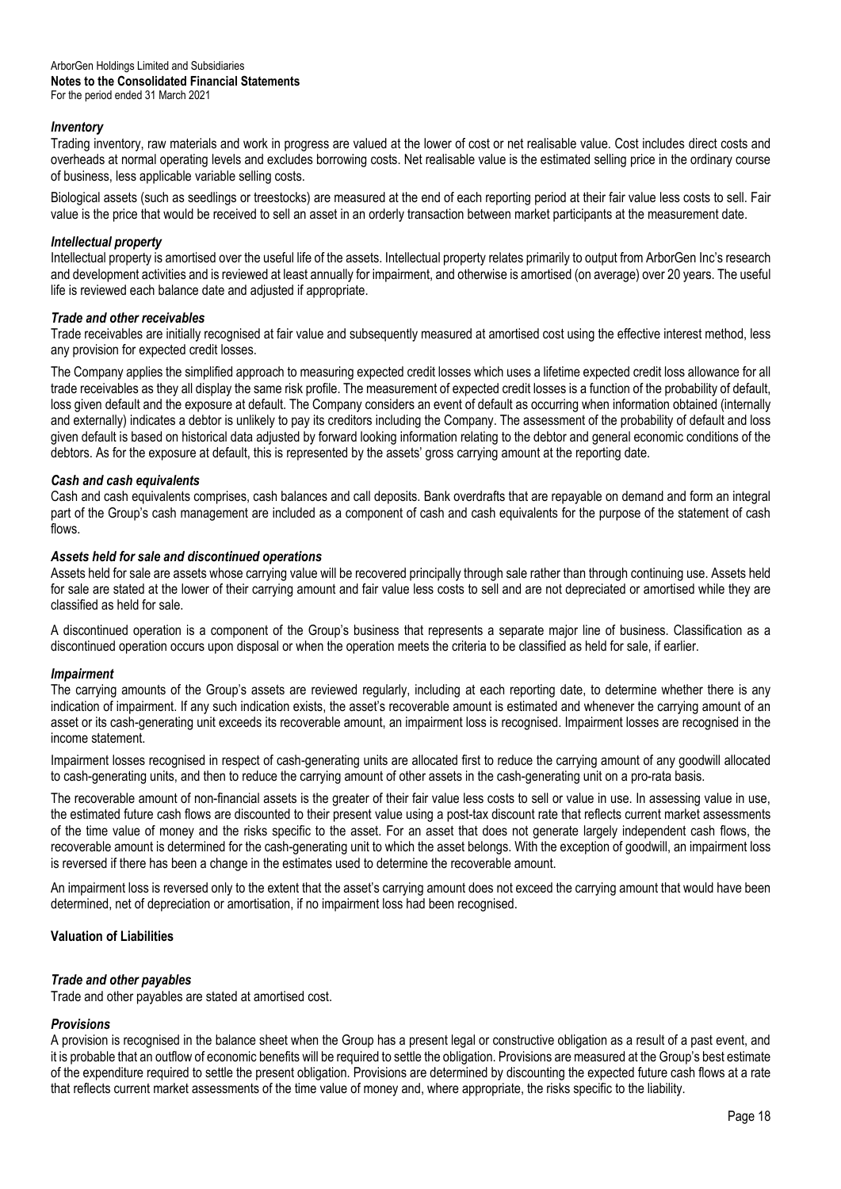### *Inventory*

Trading inventory, raw materials and work in progress are valued at the lower of cost or net realisable value. Cost includes direct costs and overheads at normal operating levels and excludes borrowing costs. Net realisable value is the estimated selling price in the ordinary course of business, less applicable variable selling costs.

Biological assets (such as seedlings or treestocks) are measured at the end of each reporting period at their fair value less costs to sell. Fair value is the price that would be received to sell an asset in an orderly transaction between market participants at the measurement date.

### *Intellectual property*

Intellectual property is amortised over the useful life of the assets. Intellectual property relates primarily to output from ArborGen Inc's research and development activities and is reviewed at least annually for impairment, and otherwise is amortised (on average) over 20 years. The useful life is reviewed each balance date and adjusted if appropriate.

### *Trade and other receivables*

Trade receivables are initially recognised at fair value and subsequently measured at amortised cost using the effective interest method, less any provision for expected credit losses.

The Company applies the simplified approach to measuring expected credit losses which uses a lifetime expected credit loss allowance for all trade receivables as they all display the same risk profile. The measurement of expected credit losses is a function of the probability of default, loss given default and the exposure at default. The Company considers an event of default as occurring when information obtained (internally and externally) indicates a debtor is unlikely to pay its creditors including the Company. The assessment of the probability of default and loss given default is based on historical data adjusted by forward looking information relating to the debtor and general economic conditions of the debtors. As for the exposure at default, this is represented by the assets' gross carrying amount at the reporting date.

### *Cash and cash equivalents*

Cash and cash equivalents comprises, cash balances and call deposits. Bank overdrafts that are repayable on demand and form an integral part of the Group's cash management are included as a component of cash and cash equivalents for the purpose of the statement of cash flows.

### *Assets held for sale and discontinued operations*

Assets held for sale are assets whose carrying value will be recovered principally through sale rather than through continuing use. Assets held for sale are stated at the lower of their carrying amount and fair value less costs to sell and are not depreciated or amortised while they are classified as held for sale.

A discontinued operation is a component of the Group's business that represents a separate major line of business. Classification as a discontinued operation occurs upon disposal or when the operation meets the criteria to be classified as held for sale, if earlier.

### *Impairment*

The carrying amounts of the Group's assets are reviewed regularly, including at each reporting date, to determine whether there is any indication of impairment. If any such indication exists, the asset's recoverable amount is estimated and whenever the carrying amount of an asset or its cash-generating unit exceeds its recoverable amount, an impairment loss is recognised. Impairment losses are recognised in the income statement.

Impairment losses recognised in respect of cash-generating units are allocated first to reduce the carrying amount of any goodwill allocated to cash-generating units, and then to reduce the carrying amount of other assets in the cash-generating unit on a pro-rata basis.

The recoverable amount of non-financial assets is the greater of their fair value less costs to sell or value in use. In assessing value in use, the estimated future cash flows are discounted to their present value using a post-tax discount rate that reflects current market assessments of the time value of money and the risks specific to the asset. For an asset that does not generate largely independent cash flows, the recoverable amount is determined for the cash-generating unit to which the asset belongs. With the exception of goodwill, an impairment loss is reversed if there has been a change in the estimates used to determine the recoverable amount.

An impairment loss is reversed only to the extent that the asset's carrying amount does not exceed the carrying amount that would have been determined, net of depreciation or amortisation, if no impairment loss had been recognised.

## Valuation of Liabilities

### *Trade and other payables*

Trade and other payables are stated at amortised cost.

### *Provisions*

A provision is recognised in the balance sheet when the Group has a present legal or constructive obligation as a result of a past event, and it is probable that an outflow of economic benefits will be required to settle the obligation. Provisions are measured at the Group's best estimate of the expenditure required to settle the present obligation. Provisions are determined by discounting the expected future cash flows at a rate that reflects current market assessments of the time value of money and, where appropriate, the risks specific to the liability.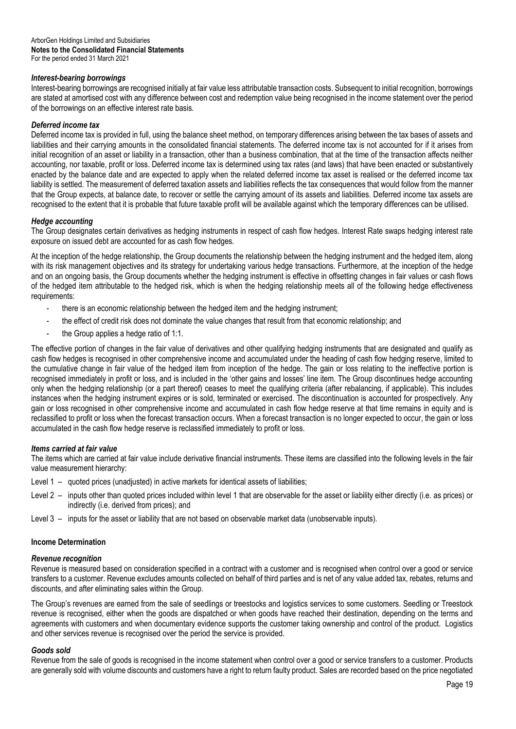### *Interest-bearing borrowings*

Interest-bearing borrowings are recognised initially at fair value less attributable transaction costs. Subsequent to initial recognition, borrowings are stated at amortised cost with any difference between cost and redemption value being recognised in the income statement over the period of the borrowings on an effective interest rate basis.

### *Deferred income tax*

Deferred income tax is provided in full, using the balance sheet method, on temporary differences arising between the tax bases of assets and liabilities and their carrying amounts in the consolidated financial statements. The deferred income tax is not accounted for if it arises from initial recognition of an asset or liability in a transaction, other than a business combination, that at the time of the transaction affects neither accounting, nor taxable, profit or loss. Deferred income tax is determined using tax rates (and laws) that have been enacted or substantively enacted by the balance date and are expected to apply when the related deferred income tax asset is realised or the deferred income tax liability is settled. The measurement of deferred taxation assets and liabilities reflects the tax consequences that would follow from the manner that the Group expects, at balance date, to recover or settle the carrying amount of its assets and liabilities. Deferred income tax assets are recognised to the extent that it is probable that future taxable profit will be available against which the temporary differences can be utilised.

### *Hedge accounting*

The Group designates certain derivatives as hedging instruments in respect of cash flow hedges. Interest Rate swaps hedging interest rate exposure on issued debt are accounted for as cash flow hedges.

At the inception of the hedge relationship, the Group documents the relationship between the hedging instrument and the hedged item, along with its risk management objectives and its strategy for undertaking various hedge transactions. Furthermore, at the inception of the hedge and on an ongoing basis, the Group documents whether the hedging instrument is effective in offsetting changes in fair values or cash flows of the hedged item attributable to the hedged risk, which is when the hedging relationship meets all of the following hedge effectiveness requirements:

- there is an economic relationship between the hedged item and the hedging instrument;
- the effect of credit risk does not dominate the value changes that result from that economic relationship; and
- the Group applies a hedge ratio of 1:1.

The effective portion of changes in the fair value of derivatives and other qualifying hedging instruments that are designated and qualify as cash flow hedges is recognised in other comprehensive income and accumulated under the heading of cash flow hedging reserve, limited to the cumulative change in fair value of the hedged item from inception of the hedge. The gain or loss relating to the ineffective portion is recognised immediately in profit or loss, and is included in the 'other gains and losses' line item. The Group discontinues hedge accounting only when the hedging relationship (or a part thereof) ceases to meet the qualifying criteria (after rebalancing, if applicable). This includes instances when the hedging instrument expires or is sold, terminated or exercised. The discontinuation is accounted for prospectively. Any gain or loss recognised in other comprehensive income and accumulated in cash flow hedge reserve at that time remains in equity and is reclassified to profit or loss when the forecast transaction occurs. When a forecast transaction is no longer expected to occur, the gain or loss accumulated in the cash flow hedge reserve is reclassified immediately to profit or loss.

### *Items carried at fair value*

The items which are carried at fair value include derivative financial instruments. These items are classified into the following levels in the fair value measurement hierarchy:

Level 1 – quoted prices (unadjusted) in active markets for identical assets of liabilities;

Level 2 – inputs other than quoted prices included within level 1 that are observable for the asset or liability either directly (i.e. as prices) or indirectly (i.e. derived from prices); and

Level 3 – inputs for the asset or liability that are not based on observable market data (unobservable inputs).

## **Income Determination**

### *Revenue recognition*

Revenue is measured based on consideration specified in a contract with a customer and is recognised when control over a good or service transfers to a customer. Revenue excludes amounts collected on behalf of third parties and is net of any value added tax, rebates, returns and discounts, and after eliminating sales within the Group.

The Group's revenues are earned from the sale of seedlings or treestocks and logistics services to some customers. Seedling or Treestock revenue is recognised, either when the goods are dispatched or when goods have reached their destination, depending on the terms and agreements with customers and when documentary evidence supports the customer taking ownership and control of the product. Logistics and other services revenue is recognised over the period the service is provided.

### *Goods sold*

Revenue from the sale of goods is recognised in the income statement when control over a good or service transfers to a customer. Products are generally sold with volume discounts and customers have a right to return faulty product. Sales are recorded based on the price negotiated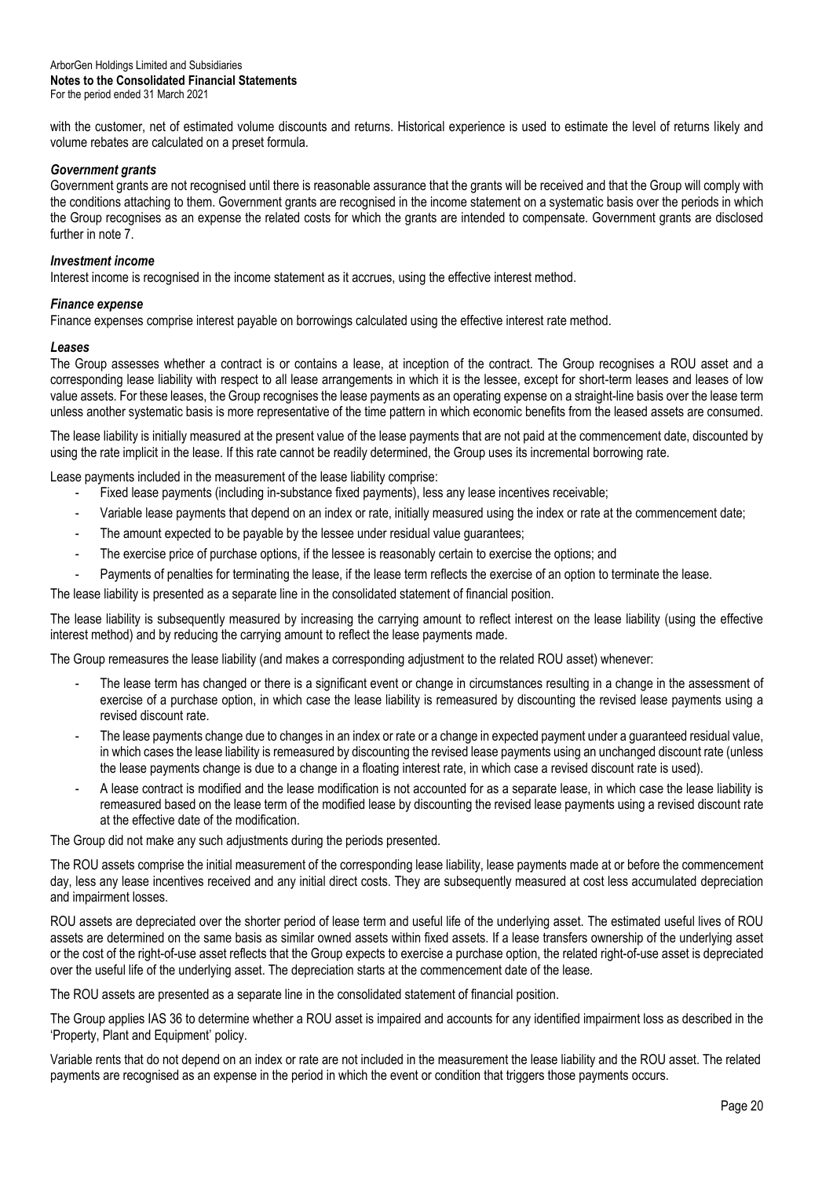with the customer, net of estimated volume discounts and returns. Historical experience is used to estimate the level of returns likely and volume rebates are calculated on a preset formula.

***Government grants***

Government grants are not recognised until there is reasonable assurance that the grants will be received and that the Group will comply with the conditions attaching to them. Government grants are recognised in the income statement on a systematic basis over the periods in which the Group recognises as an expense the related costs for which the grants are intended to compensate. Government grants are disclosed further in note 7.

***Investment income***

Interest income is recognised in the income statement as it accrues, using the effective interest method.

***Finance expense***

Finance expenses comprise interest payable on borrowings calculated using the effective interest rate method.

***Leases***

The Group assesses whether a contract is or contains a lease, at inception of the contract. The Group recognises a ROU asset and a corresponding lease liability with respect to all lease arrangements in which it is the lessee, except for short-term leases and leases of low value assets. For these leases, the Group recognises the lease payments as an operating expense on a straight-line basis over the lease term unless another systematic basis is more representative of the time pattern in which economic benefits from the leased assets are consumed.

The lease liability is initially measured at the present value of the lease payments that are not paid at the commencement date, discounted by using the rate implicit in the lease. If this rate cannot be readily determined, the Group uses its incremental borrowing rate.

Lease payments included in the measurement of the lease liability comprise:

- Fixed lease payments (including in-substance fixed payments), less any lease incentives receivable;
- Variable lease payments that depend on an index or rate, initially measured using the index or rate at the commencement date;
- The amount expected to be payable by the lessee under residual value guarantees;
- The exercise price of purchase options, if the lessee is reasonably certain to exercise the options; and
- Payments of penalties for terminating the lease, if the lease term reflects the exercise of an option to terminate the lease.

The lease liability is presented as a separate line in the consolidated statement of financial position.

The lease liability is subsequently measured by increasing the carrying amount to reflect interest on the lease liability (using the effective interest method) and by reducing the carrying amount to reflect the lease payments made.

The Group remeasures the lease liability (and makes a corresponding adjustment to the related ROU asset) whenever:

- The lease term has changed or there is a significant event or change in circumstances resulting in a change in the assessment of exercise of a purchase option, in which case the lease liability is remeasured by discounting the revised lease payments using a revised discount rate.
- The lease payments change due to changes in an index or rate or a change in expected payment under a guaranteed residual value, in which cases the lease liability is remeasured by discounting the revised lease payments using an unchanged discount rate (unless the lease payments change is due to a change in a floating interest rate, in which case a revised discount rate is used).
- A lease contract is modified and the lease modification is not accounted for as a separate lease, in which case the lease liability is remeasured based on the lease term of the modified lease by discounting the revised lease payments using a revised discount rate at the effective date of the modification.

The Group did not make any such adjustments during the periods presented.

The ROU assets comprise the initial measurement of the corresponding lease liability, lease payments made at or before the commencement day, less any lease incentives received and any initial direct costs. They are subsequently measured at cost less accumulated depreciation and impairment losses.

ROU assets are depreciated over the shorter period of lease term and useful life of the underlying asset. The estimated useful lives of ROU assets are determined on the same basis as similar owned assets within fixed assets. If a lease transfers ownership of the underlying asset or the cost of the right-of-use asset reflects that the Group expects to exercise a purchase option, the related right-of-use asset is depreciated over the useful life of the underlying asset. The depreciation starts at the commencement date of the lease.

The ROU assets are presented as a separate line in the consolidated statement of financial position.

The Group applies IAS 36 to determine whether a ROU asset is impaired and accounts for any identified impairment loss as described in the 'Property, Plant and Equipment' policy.

Variable rents that do not depend on an index or rate are not included in the measurement the lease liability and the ROU asset. The related payments are recognised as an expense in the period in which the event or condition that triggers those payments occurs.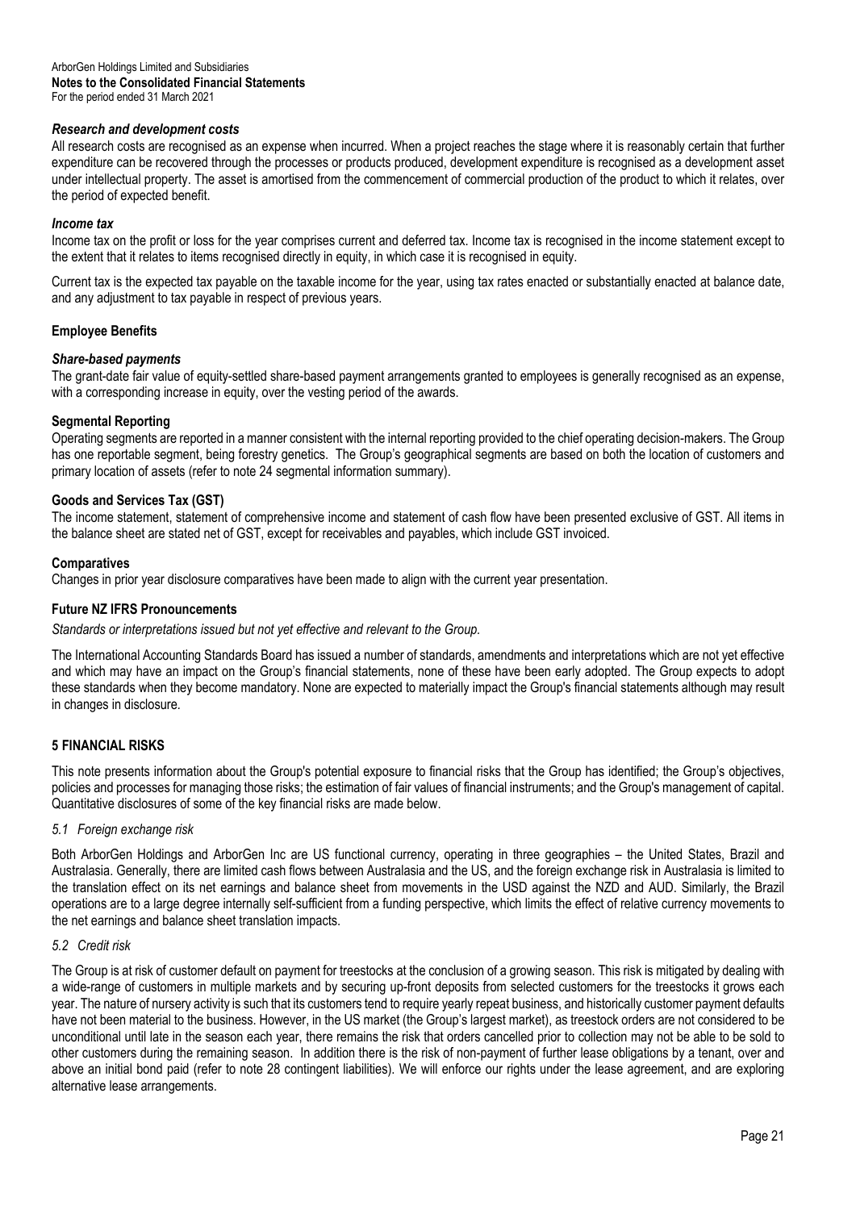### *Research and development costs*

All research costs are recognised as an expense when incurred. When a project reaches the stage where it is reasonably certain that further expenditure can be recovered through the processes or products produced, development expenditure is recognised as a development asset under intellectual property. The asset is amortised from the commencement of commercial production of the product to which it relates, over the period of expected benefit.

### *Income tax*

Income tax on the profit or loss for the year comprises current and deferred tax. Income tax is recognised in the income statement except to the extent that it relates to items recognised directly in equity, in which case it is recognised in equity.

Current tax is the expected tax payable on the taxable income for the year, using tax rates enacted or substantially enacted at balance date, and any adjustment to tax payable in respect of previous years.

### Employee Benefits

### *Share-based payments*

The grant-date fair value of equity-settled share-based payment arrangements granted to employees is generally recognised as an expense, with a corresponding increase in equity, over the vesting period of the awards.

### Segmental Reporting

Operating segments are reported in a manner consistent with the internal reporting provided to the chief operating decision-makers. The Group has one reportable segment, being forestry genetics. The Group's geographical segments are based on both the location of customers and primary location of assets (refer to note 24 segmental information summary).

### Goods and Services Tax (GST)

The income statement, statement of comprehensive income and statement of cash flow have been presented exclusive of GST. All items in the balance sheet are stated net of GST, except for receivables and payables, which include GST invoiced.

### Comparatives

Changes in prior year disclosure comparatives have been made to align with the current year presentation.

### Future NZ IFRS Pronouncements

*Standards or interpretations issued but not yet effective and relevant to the Group.*

The International Accounting Standards Board has issued a number of standards, amendments and interpretations which are not yet effective and which may have an impact on the Group's financial statements, none of these have been early adopted. The Group expects to adopt these standards when they become mandatory. None are expected to materially impact the Group's financial statements although may result in changes in disclosure.

## 5 FINANCIAL RISKS

This note presents information about the Group's potential exposure to financial risks that the Group has identified; the Group's objectives, policies and processes for managing those risks; the estimation of fair values of financial instruments; and the Group's management of capital. Quantitative disclosures of some of the key financial risks are made below.

### *5.1 Foreign exchange risk*

Both ArborGen Holdings and ArborGen Inc are US functional currency, operating in three geographies – the United States, Brazil and Australasia. Generally, there are limited cash flows between Australasia and the US, and the foreign exchange risk in Australasia is limited to the translation effect on its net earnings and balance sheet from movements in the USD against the NZD and AUD. Similarly, the Brazil operations are to a large degree internally self-sufficient from a funding perspective, which limits the effect of relative currency movements to the net earnings and balance sheet translation impacts.

### *5.2 Credit risk*

The Group is at risk of customer default on payment for treestocks at the conclusion of a growing season. This risk is mitigated by dealing with a wide-range of customers in multiple markets and by securing up-front deposits from selected customers for the treestocks it grows each year. The nature of nursery activity is such that its customers tend to require yearly repeat business, and historically customer payment defaults have not been material to the business. However, in the US market (the Group's largest market), as treestock orders are not considered to be unconditional until late in the season each year, there remains the risk that orders cancelled prior to collection may not be able to be sold to other customers during the remaining season. In addition there is the risk of non-payment of further lease obligations by a tenant, over and above an initial bond paid (refer to note 28 contingent liabilities). We will enforce our rights under the lease agreement, and are exploring alternative lease arrangements.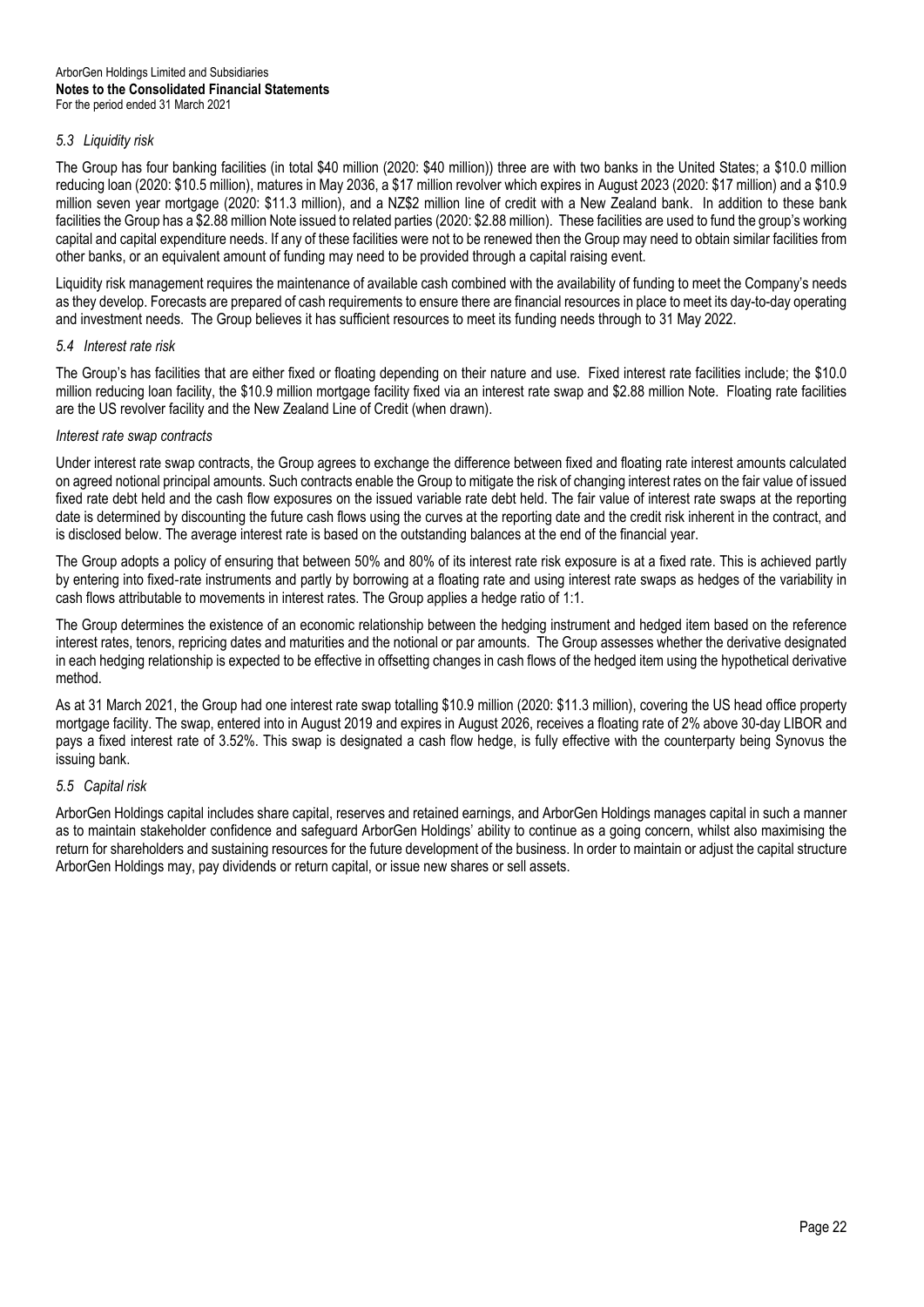### *5.3 Liquidity risk*

The Group has four banking facilities (in total $40 million (2020: $40 million)) three are with two banks in the United States; a $10.0 million reducing loan (2020: $10.5 million), matures in May 2036, a $17 million revolver which expires in August 2023 (2020: $17 million) and a $10.9 million seven year mortgage (2020: $11.3 million), and a NZ$2 million line of credit with a New Zealand bank. In addition to these bank facilities the Group has a $2.88 million Note issued to related parties (2020: $2.88 million). These facilities are used to fund the group's working capital and capital expenditure needs. If any of these facilities were not to be renewed then the Group may need to obtain similar facilities from other banks, or an equivalent amount of funding may need to be provided through a capital raising event.

Liquidity risk management requires the maintenance of available cash combined with the availability of funding to meet the Company's needs as they develop. Forecasts are prepared of cash requirements to ensure there are financial resources in place to meet its day-to-day operating and investment needs. The Group believes it has sufficient resources to meet its funding needs through to 31 May 2022.

### *5.4 Interest rate risk*

The Group's has facilities that are either fixed or floating depending on their nature and use. Fixed interest rate facilities include; the $10.0 million reducing loan facility, the $10.9 million mortgage facility fixed via an interest rate swap and $2.88 million Note. Floating rate facilities are the US revolver facility and the New Zealand Line of Credit (when drawn).

*Interest rate swap contracts*

Under interest rate swap contracts, the Group agrees to exchange the difference between fixed and floating rate interest amounts calculated on agreed notional principal amounts. Such contracts enable the Group to mitigate the risk of changing interest rates on the fair value of issued fixed rate debt held and the cash flow exposures on the issued variable rate debt held. The fair value of interest rate swaps at the reporting date is determined by discounting the future cash flows using the curves at the reporting date and the credit risk inherent in the contract, and is disclosed below. The average interest rate is based on the outstanding balances at the end of the financial year.

The Group adopts a policy of ensuring that between 50% and 80% of its interest rate risk exposure is at a fixed rate. This is achieved partly by entering into fixed-rate instruments and partly by borrowing at a floating rate and using interest rate swaps as hedges of the variability in cash flows attributable to movements in interest rates. The Group applies a hedge ratio of 1:1.

The Group determines the existence of an economic relationship between the hedging instrument and hedged item based on the reference interest rates, tenors, repricing dates and maturities and the notional or par amounts. The Group assesses whether the derivative designated in each hedging relationship is expected to be effective in offsetting changes in cash flows of the hedged item using the hypothetical derivative method.

As at 31 March 2021, the Group had one interest rate swap totalling $10.9 million (2020: $11.3 million), covering the US head office property mortgage facility. The swap, entered into in August 2019 and expires in August 2026, receives a floating rate of 2% above 30-day LIBOR and pays a fixed interest rate of 3.52%. This swap is designated a cash flow hedge, is fully effective with the counterparty being Synovus the issuing bank.

### *5.5 Capital risk*

ArborGen Holdings capital includes share capital, reserves and retained earnings, and ArborGen Holdings manages capital in such a manner as to maintain stakeholder confidence and safeguard ArborGen Holdings' ability to continue as a going concern, whilst also maximising the return for shareholders and sustaining resources for the future development of the business. In order to maintain or adjust the capital structure ArborGen Holdings may, pay dividends or return capital, or issue new shares or sell assets.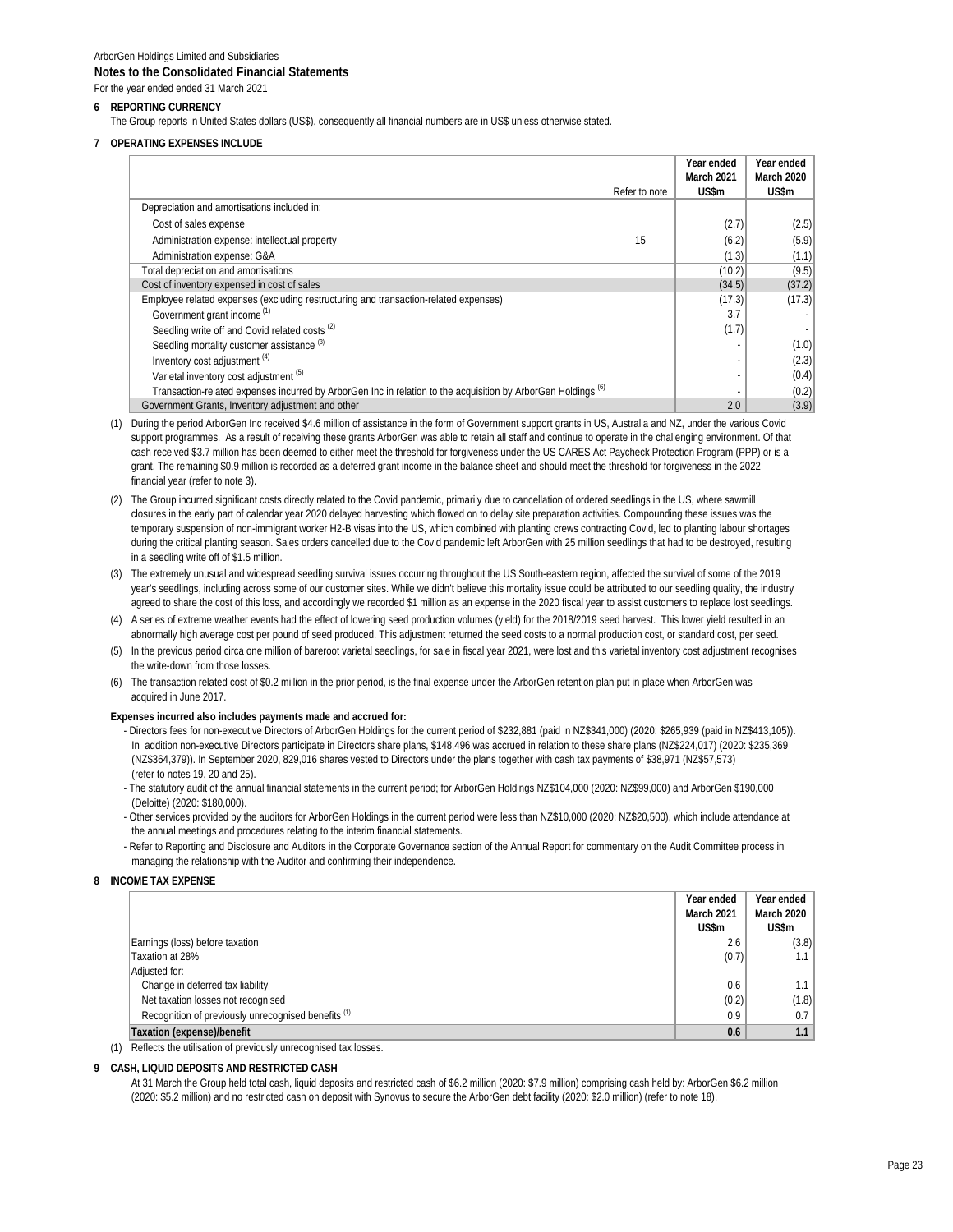ArborGen Holdings Limited and Subsidiaries

**Notes to the Consolidated Financial Statements**

For the year ended ended 31 March 2021

**6 REPORTING CURRENCY**

The Group reports in United States dollars (US$), consequently all financial numbers are in US$ unless otherwise stated.

**7 OPERATING EXPENSES INCLUDE**

| | Refer to note | Year ended March 2021 US$m | Year ended March 2020 US$m |
|---|---|---|---|
| Depreciation and amortisations included in: | | | |
| Cost of sales expense | | (2.7) | (2.5) |
| Administration expense: intellectual property | 15 | (6.2) | (5.9) |
| Administration expense: G&A | | (1.3) | (1.1) |
| Total depreciation and amortisations | | (10.2) | (9.5) |
| Cost of inventory expensed in cost of sales | | (34.5) | (37.2) |
| Employee related expenses (excluding restructuring and transaction-related expenses) | | (17.3) | (17.3) |
| Government grant income (1) | | 3.7 | - |
| Seedling write off and Covid related costs (2) | | (1.7) | - |
| Seedling mortality customer assistance (3) | | - | (1.0) |
| Inventory cost adjustment (4) | | - | (2.3) |
| Varietal inventory cost adjustment (5) | | - | (0.4) |
| Transaction-related expenses incurred by ArborGen Inc in relation to the acquisition by ArborGen Holdings (6) | | - | (0.2) |
| Government Grants, Inventory adjustment and other | | 2.0 | (3.9) |

(1) During the period ArborGen Inc received $4.6 million of assistance in the form of Government support grants in US, Australia and NZ, under the various Covid support programmes. As a result of receiving these grants ArborGen was able to retain all staff and continue to operate in the challenging environment. Of that cash received $3.7 million has been deemed to either meet the threshold for forgiveness under the US CARES Act Paycheck Protection Program (PPP) or is a grant. The remaining $0.9 million is recorded as a deferred grant income in the balance sheet and should meet the threshold for forgiveness in the 2022 financial year (refer to note 3).

(2) The Group incurred significant costs directly related to the Covid pandemic, primarily due to cancellation of ordered seedlings in the US, where sawmill closures in the early part of calendar year 2020 delayed harvesting which flowed on to delay site preparation activities. Compounding these issues was the temporary suspension of non-immigrant worker H2-B visas into the US, which combined with planting crews contracting Covid, led to planting labour shortages during the critical planting season. Sales orders cancelled due to the Covid pandemic left ArborGen with 25 million seedlings that had to be destroyed, resulting in a seedling write off of $1.5 million.

(3) The extremely unusual and widespread seedling survival issues occurring throughout the US South-eastern region, affected the survival of some of the 2019 year's seedlings, including across some of our customer sites. While we didn't believe this mortality issue could be attributed to our seedling quality, the industry agreed to share the cost of this loss, and accordingly we recorded $1 million as an expense in the 2020 fiscal year to assist customers to replace lost seedlings.

(4) A series of extreme weather events had the effect of lowering seed production volumes (yield) for the 2018/2019 seed harvest. This lower yield resulted in an abnormally high average cost per pound of seed produced. This adjustment returned the seed costs to a normal production cost, or standard cost, per seed.

(5) In the previous period circa one million of bareroot varietal seedlings, for sale in fiscal year 2021, were lost and this varietal inventory cost adjustment recognises the write-down from those losses.

(6) The transaction related cost of $0.2 million in the prior period, is the final expense under the ArborGen retention plan put in place when ArborGen was acquired in June 2017.

**Expenses incurred also includes payments made and accrued for:**

- Directors fees for non-executive Directors of ArborGen Holdings for the current period of $232,881 (paid in NZ$341,000) (2020: $265,939 (paid in NZ$413,105)). In addition non-executive Directors participate in Directors share plans, $148,496 was accrued in relation to these share plans (NZ$224,017) (2020: $235,369 (NZ$364,379)). In September 2020, 829,016 shares vested to Directors under the plans together with cash tax payments of $38,971 (NZ$57,573) (refer to notes 19, 20 and 25).
- The statutory audit of the annual financial statements in the current period; for ArborGen Holdings NZ$104,000 (2020: NZ$99,000) and ArborGen $190,000 (Deloitte) (2020: $180,000).
- Other services provided by the auditors for ArborGen Holdings in the current period were less than NZ$10,000 (2020: NZ$20,500), which include attendance at the annual meetings and procedures relating to the interim financial statements.
- Refer to Reporting and Disclosure and Auditors in the Corporate Governance section of the Annual Report for commentary on the Audit Committee process in managing the relationship with the Auditor and confirming their independence.

**8 INCOME TAX EXPENSE**

| | Year ended March 2021 US$m | Year ended March 2020 US$m |
|---|---|---|
| Earnings (loss) before taxation | 2.6 | (3.8) |
| Taxation at 28% | (0.7) | 1.1 |
| Adjusted for: | | |
| Change in deferred tax liability | 0.6 | 1.1 |
| Net taxation losses not recognised | (0.2) | (1.8) |
| Recognition of previously unrecognised benefits (1) | 0.9 | 0.7 |
| **Taxation (expense)/benefit** | **0.6** | **1.1** |

(1) Reflects the utilisation of previously unrecognised tax losses.

**9 CASH, LIQUID DEPOSITS AND RESTRICTED CASH**

At 31 March the Group held total cash, liquid deposits and restricted cash of $6.2 million (2020: $7.9 million) comprising cash held by: ArborGen $6.2 million (2020: $5.2 million) and no restricted cash on deposit with Synovus to secure the ArborGen debt facility (2020: $2.0 million) (refer to note 18).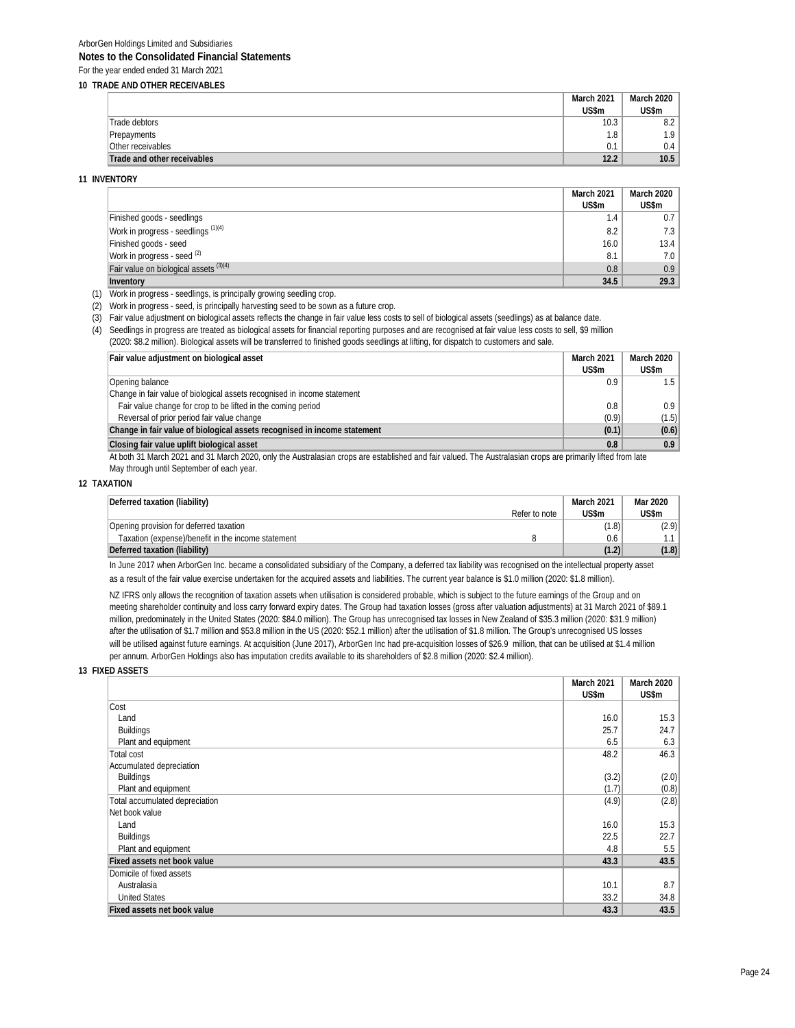ArborGen Holdings Limited and Subsidiaries

**Notes to the Consolidated Financial Statements**

For the year ended ended 31 March 2021

### 10 TRADE AND OTHER RECEIVABLES

| | March 2021 US$m | March 2020 US$m |
|---|---|---|
| Trade debtors | 10.3 | 8.2 |
| Prepayments | 1.8 | 1.9 |
| Other receivables | 0.1 | 0.4 |
| **Trade and other receivables** | **12.2** | **10.5** |

### 11 INVENTORY

| | March 2021 US$m | March 2020 US$m |
|---|---|---|
| Finished goods - seedlings | 1.4 | 0.7 |
| Work in progress - seedlings (1)(4) | 8.2 | 7.3 |
| Finished goods - seed | 16.0 | 13.4 |
| Work in progress - seed (2) | 8.1 | 7.0 |
| Fair value on biological assets (3)(4) | 0.8 | 0.9 |
| **Inventory** | **34.5** | **29.3** |

(1) Work in progress - seedlings, is principally growing seedling crop.

(2) Work in progress - seed, is principally harvesting seed to be sown as a future crop.

(3) Fair value adjustment on biological assets reflects the change in fair value less costs to sell of biological assets (seedlings) as at balance date.

(4) Seedlings in progress are treated as biological assets for financial reporting purposes and are recognised at fair value less costs to sell, $9 million (2020: $8.2 million). Biological assets will be transferred to finished goods seedlings at lifting, for dispatch to customers and sale.

| Fair value adjustment on biological asset | March 2021 US$m | March 2020 US$m |
|---|---|---|
| Opening balance | 0.9 | 1.5 |
| Change in fair value of biological assets recognised in income statement | | |
| Fair value change for crop to be lifted in the coming period | 0.8 | 0.9 |
| Reversal of prior period fair value change | (0.9) | (1.5) |
| **Change in fair value of biological assets recognised in income statement** | **(0.1)** | **(0.6)** |
| **Closing fair value uplift biological asset** | **0.8** | **0.9** |

At both 31 March 2021 and 31 March 2020, only the Australasian crops are established and fair valued. The Australasian crops are primarily lifted from late May through until September of each year.

### 12 TAXATION

| Deferred taxation (liability) | Refer to note | March 2021 US$m | Mar 2020 US$m |
|---|---|---|---|
| Opening provision for deferred taxation | | (1.8) | (2.9) |
| Taxation (expense)/benefit in the income statement | 8 | 0.6 | 1.1 |
| **Deferred taxation (liability)** | | **(1.2)** | **(1.8)** |

In June 2017 when ArborGen Inc. became a consolidated subsidiary of the Company, a deferred tax liability was recognised on the intellectual property asset as a result of the fair value exercise undertaken for the acquired assets and liabilities. The current year balance is $1.0 million (2020: $1.8 million).

NZ IFRS only allows the recognition of taxation assets when utilisation is considered probable, which is subject to the future earnings of the Group and on meeting shareholder continuity and loss carry forward expiry dates. The Group had taxation losses (gross after valuation adjustments) at 31 March 2021 of $89.1 million, predominately in the United States (2020: $84.0 million). The Group has unrecognised tax losses in New Zealand of $35.3 million (2020: $31.9 million) after the utilisation of $1.7 million and $53.8 million in the US (2020: $52.1 million) after the utilisation of $1.8 million. The Group's unrecognised US losses will be utilised against future earnings. At acquisition (June 2017), ArborGen Inc had pre-acquisition losses of $26.9 million, that can be utilised at $1.4 million per annum. ArborGen Holdings also has imputation credits available to its shareholders of $2.8 million (2020: $2.4 million).

### 13 FIXED ASSETS

| | March 2021 US$m | March 2020 US$m |
|---|---|---|
| Cost | | |
| Land | 16.0 | 15.3 |
| Buildings | 25.7 | 24.7 |
| Plant and equipment | 6.5 | 6.3 |
| Total cost | 48.2 | 46.3 |
| Accumulated depreciation | | |
| Buildings | (3.2) | (2.0) |
| Plant and equipment | (1.7) | (0.8) |
| Total accumulated depreciation | (4.9) | (2.8) |
| Net book value | | |
| Land | 16.0 | 15.3 |
| Buildings | 22.5 | 22.7 |
| Plant and equipment | 4.8 | 5.5 |
| **Fixed assets net book value** | **43.3** | **43.5** |
| Domicile of fixed assets | | |
| Australasia | 10.1 | 8.7 |
| United States | 33.2 | 34.8 |
| **Fixed assets net book value** | **43.3** | **43.5** |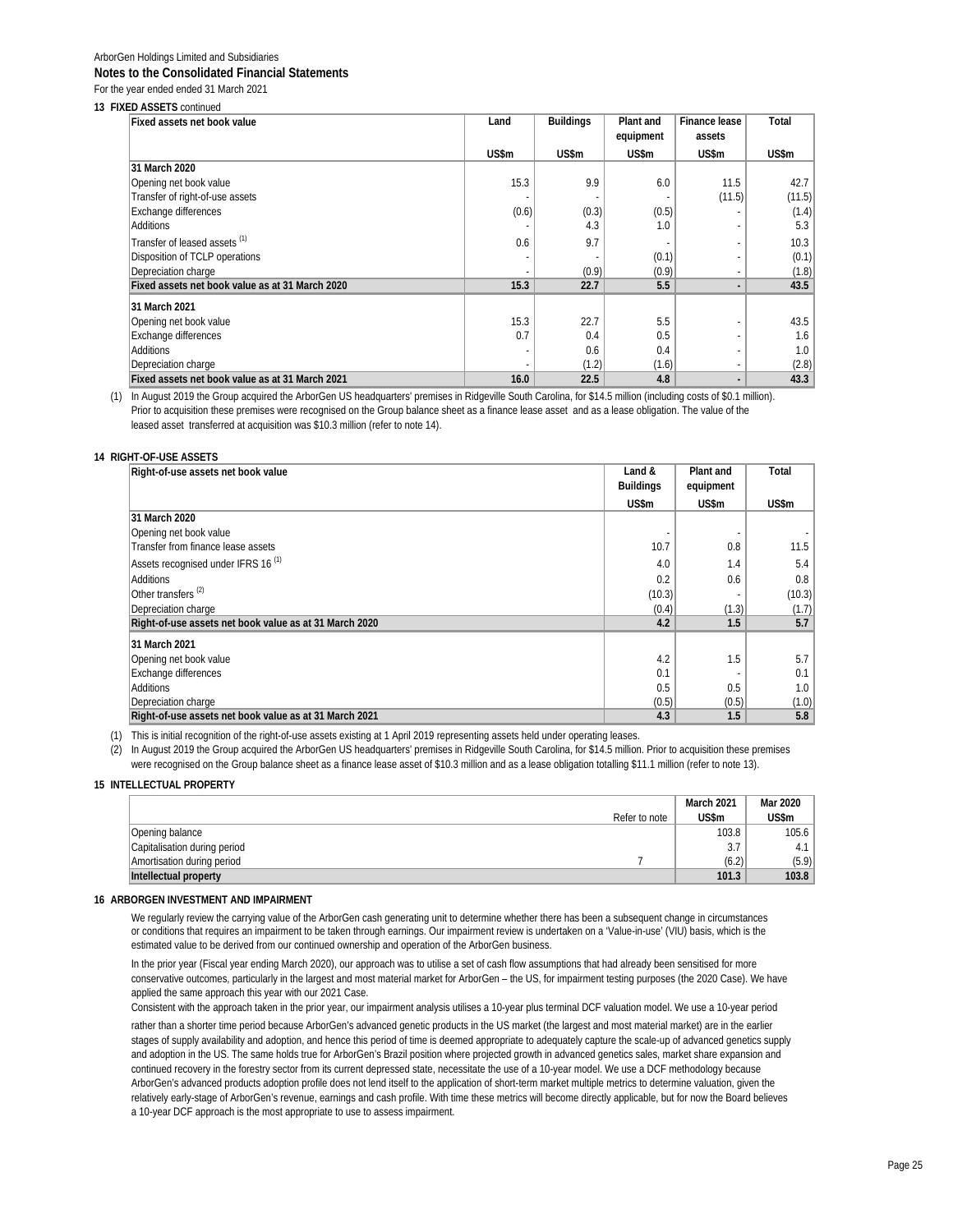ArborGen Holdings Limited and Subsidiaries

**Notes to the Consolidated Financial Statements**

For the year ended ended 31 March 2021

**13 FIXED ASSETS** continued

| Fixed assets net book value | Land | Buildings | Plant and equipment | Finance lease assets | Total |
|---|---|---|---|---|---|
| | US$m | US$m | US$m | US$m | US$m |
| **31 March 2020** | | | | | |
| Opening net book value | 15.3 | 9.9 | 6.0 | 11.5 | 42.7 |
| Transfer of right-of-use assets | - | - | - | (11.5) | (11.5) |
| Exchange differences | (0.6) | (0.3) | (0.5) | - | (1.4) |
| Additions | - | 4.3 | 1.0 | - | 5.3 |
| Transfer of leased assets [(1)] | 0.6 | 9.7 | - | - | 10.3 |
| Disposition of TCLP operations | - | - | (0.1) | - | (0.1) |
| Depreciation charge | - | (0.9) | (0.9) | - | (1.8) |
| **Fixed assets net book value as at 31 March 2020** | **15.3** | **22.7** | **5.5** | **-** | **43.5** |
| **31 March 2021** | | | | | |
| Opening net book value | 15.3 | 22.7 | 5.5 | - | 43.5 |
| Exchange differences | 0.7 | 0.4 | 0.5 | - | 1.6 |
| Additions | - | 0.6 | 0.4 | - | 1.0 |
| Depreciation charge | - | (1.2) | (1.6) | - | (2.8) |
| **Fixed assets net book value as at 31 March 2021** | **16.0** | **22.5** | **4.8** | **-** | **43.3** |

(1) In August 2019 the Group acquired the ArborGen US headquarters' premises in Ridgeville South Carolina, for $14.5 million (including costs of $0.1 million). Prior to acquisition these premises were recognised on the Group balance sheet as a finance lease asset and as a lease obligation. The value of the leased asset transferred at acquisition was $10.3 million (refer to note 14).

**14 RIGHT-OF-USE ASSETS**

| Right-of-use assets net book value | Land & Buildings | Plant and equipment | Total |
|---|---|---|---|
| | US$m | US$m | US$m |
| **31 March 2020** | | | |
| Opening net book value | - | - | - |
| Transfer from finance lease assets | 10.7 | 0.8 | 11.5 |
| Assets recognised under IFRS 16 [(1)] | 4.0 | 1.4 | 5.4 |
| Additions | 0.2 | 0.6 | 0.8 |
| Other transfers [(2)] | (10.3) | - | (10.3) |
| Depreciation charge | (0.4) | (1.3) | (1.7) |
| **Right-of-use assets net book value as at 31 March 2020** | **4.2** | **1.5** | **5.7** |
| **31 March 2021** | | | |
| Opening net book value | 4.2 | 1.5 | 5.7 |
| Exchange differences | 0.1 | - | 0.1 |
| Additions | 0.5 | 0.5 | 1.0 |
| Depreciation charge | (0.5) | (0.5) | (1.0) |
| **Right-of-use assets net book value as at 31 March 2021** | **4.3** | **1.5** | **5.8** |

(1) This is initial recognition of the right-of-use assets existing at 1 April 2019 representing assets held under operating leases.

(2) In August 2019 the Group acquired the ArborGen US headquarters' premises in Ridgeville South Carolina, for $14.5 million. Prior to acquisition these premises were recognised on the Group balance sheet as a finance lease asset of $10.3 million and as a lease obligation totalling $11.1 million (refer to note 13).

**15 INTELLECTUAL PROPERTY**

| | Refer to note | March 2021 US$m | Mar 2020 US$m |
|---|---|---|---|
| Opening balance | | 103.8 | 105.6 |
| Capitalisation during period | | 3.7 | 4.1 |
| Amortisation during period | 7 | (6.2) | (5.9) |
| **Intellectual property** | | **101.3** | **103.8** |

**16 ARBORGEN INVESTMENT AND IMPAIRMENT**

We regularly review the carrying value of the ArborGen cash generating unit to determine whether there has been a subsequent change in circumstances or conditions that requires an impairment to be taken through earnings. Our impairment review is undertaken on a 'Value-in-use' (VIU) basis, which is the estimated value to be derived from our continued ownership and operation of the ArborGen business.

In the prior year (Fiscal year ending March 2020), our approach was to utilise a set of cash flow assumptions that had already been sensitised for more conservative outcomes, particularly in the largest and most material market for ArborGen – the US, for impairment testing purposes (the 2020 Case). We have applied the same approach this year with our 2021 Case.

Consistent with the approach taken in the prior year, our impairment analysis utilises a 10-year plus terminal DCF valuation model. We use a 10-year period rather than a shorter time period because ArborGen's advanced genetic products in the US market (the largest and most material market) are in the earlier stages of supply availability and adoption, and hence this period of time is deemed appropriate to adequately capture the scale-up of advanced genetics supply and adoption in the US. The same holds true for ArborGen's Brazil position where projected growth in advanced genetics sales, market share expansion and continued recovery in the forestry sector from its current depressed state, necessitate the use of a 10-year model. We use a DCF methodology because ArborGen's advanced products adoption profile does not lend itself to the application of short-term market multiple metrics to determine valuation, given the relatively early-stage of ArborGen's revenue, earnings and cash profile. With time these metrics will become directly applicable, but for now the Board believes a 10-year DCF approach is the most appropriate to use to assess impairment.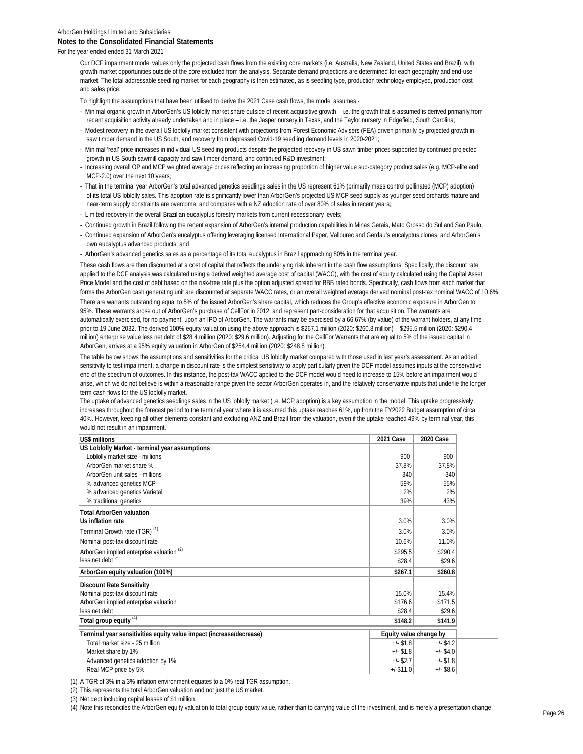ArborGen Holdings Limited and Subsidiaries

**Notes to the Consolidated Financial Statements**

For the year ended ended 31 March 2021

Our DCF impairment model values only the projected cash flows from the existing core markets (i.e. Australia, New Zealand, United States and Brazil), with growth market opportunities outside of the core excluded from the analysis. Separate demand projections are determined for each geography and end-use market. The total addressable seedling market for each geography is then estimated, as is seedling type, production technology employed, production cost and sales price.

To highlight the assumptions that have been utilised to derive the 2021 Case cash flows, the model assumes -

- Minimal organic growth in ArborGen's US loblolly market share outside of recent acquisitive growth – i.e. the growth that is assumed is derived primarily from recent acquisition activity already undertaken and in place – i.e. the Jasper nursery in Texas, and the Taylor nursery in Edgefield, South Carolina;
- Modest recovery in the overall US loblolly market consistent with projections from Forest Economic Advisers (FEA) driven primarily by projected growth in saw timber demand in the US South, and recovery from depressed Covid-19 seedling demand levels in 2020-2021;
- Minimal 'real' price increases in individual US seedling products despite the projected recovery in US sawn timber prices supported by continued projected growth in US South sawmill capacity and saw timber demand, and continued R&D investment;
- Increasing overall OP and MCP weighted average prices reflecting an increasing proportion of higher value sub-category product sales (e.g. MCP-elite and MCP-2.0) over the next 10 years;
- That in the terminal year ArborGen's total advanced genetics seedlings sales in the US represent 61% (primarily mass control pollinated (MCP) adoption) of its total US loblolly sales. This adoption rate is significantly lower than ArborGen's projected US MCP seed supply as younger seed orchards mature and near-term supply constraints are overcome, and compares with a NZ adoption rate of over 80% of sales in recent years;
- Limited recovery in the overall Brazilian eucalyptus forestry markets from current recessionary levels;
- Continued growth in Brazil following the recent expansion of ArborGen's internal production capabilities in Minas Gerais, Mato Grosso do Sul and Sao Paulo;
- Continued expansion of ArborGen's eucalyptus offering leveraging licensed International Paper, Vallourec and Gerdau's eucalyptus clones, and ArborGen's own eucalyptus advanced products; and
- ArborGen's advanced genetics sales as a percentage of its total eucalyptus in Brazil approaching 80% in the terminal year.

These cash flows are then discounted at a cost of capital that reflects the underlying risk inherent in the cash flow assumptions. Specifically, the discount rate applied to the DCF analysis was calculated using a derived weighted average cost of capital (WACC), with the cost of equity calculated using the Capital Asset Price Model and the cost of debt based on the risk-free rate plus the option adjusted spread for BBB rated bonds. Specifically, cash flows from each market that forms the ArborGen cash generating unit are discounted at separate WACC rates, or an overall weighted average derived nominal post-tax nominal WACC of 10.6%

There are warrants outstanding equal to 5% of the issued ArborGen's share capital, which reduces the Group's effective economic exposure in ArborGen to 95%. These warrants arose out of ArborGen's purchase of CellFor in 2012, and represent part-consideration for that acquisition. The warrants are automatically exercised, for no payment, upon an IPO of ArborGen. The warrants may be exercised by a 66.67% (by value) of the warrant holders, at any time prior to 19 June 2032. The derived 100% equity valuation using the above approach is $267.1 million (2020: $260.8 million) – $295.5 million (2020: $290.4 million) enterprise value less net debt of $28.4 million (2020: $29.6 million). Adjusting for the CellFor Warrants that are equal to 5% of the issued capital in ArborGen, arrives at a 95% equity valuation in ArborGen of $254.4 million (2020: $248.8 million).

The table below shows the assumptions and sensitivities for the critical US loblolly market compared with those used in last year's assessment. As an added sensitivity to test impairment, a change in discount rate is the simplest sensitivity to apply particularly given the DCF model assumes inputs at the conservative end of the spectrum of outcomes. In this instance, the post-tax WACC applied to the DCF model would need to increase to 15% before an impairment would arise, which we do not believe is within a reasonable range given the sector ArborGen operates in, and the relatively conservative inputs that underlie the longer term cash flows for the US loblolly market.

The uptake of advanced genetics seedlings sales in the US loblolly market (i.e. MCP adoption) is a key assumption in the model. This uptake progressively increases throughout the forecast period to the terminal year where it is assumed this uptake reaches 61%, up from the FY2022 Budget assumption of circa 40%. However, keeping all other elements constant and excluding ANZ and Brazil from the valuation, even if the uptake reached 49% by terminal year, this would not result in an impairment.

| US$ millions | 2021 Case | 2020 Case |
|---|---|---|
| **US Loblolly Market - terminal year assumptions** | | |
| Loblolly market size - millions | 900 | 900 |
| ArborGen market share % | 37.8% | 37.8% |
| ArborGen unit sales - millions | 340 | 340 |
| % advanced genetics MCP | 59% | 55% |
| % advanced genetics Varietal | 2% | 2% |
| % traditional genetics | 39% | 43% |
| **Total ArborGen valuation** | | |
| **Us inflation rate** | 3.0% | 3.0% |
| Terminal Growth rate (TGR) (1) | 3.0% | 3.0% |
| Nominal post-tax discount rate | 10.6% | 11.0% |
| ArborGen implied enterprise valuation (2) | $295.5 | $290.4 |
| less net debt (3) | $28.4 | $29.6 |
| **ArborGen equity valuation (100%)** | **$267.1** | **$260.8** |
| **Discount Rate Sensitivity** | | |
| Nominal post-tax discount rate | 15.0% | 15.4% |
| ArborGen implied enterprise valuation | $176.6 | $171.5 |
| less net debt | $28.4 | $29.6 |
| **Total group equity (4)** | **$148.2** | **$141.9** |
| **Terminal year sensitivities equity value impact (increase/decrease)** | **Equity value change by** | |
| Total market size - 25 million | +/- $1.8 | +/- $4.2 |
| Market share by 1% | +/- $1.8 | +/- $4.0 |
| Advanced genetics adoption by 1% | +/- $2.7 | +/- $1.8 |
| Real MCP price by 5% | +/-$11.0 | +/- $8.6 |

(1) A TGR of 3% in a 3% inflation environment equates to a 0% real TGR assumption.

(2) This represents the total ArborGen valuation and not just the US market.

(3) Net debt including capital leases of $1 million.

(4) Note this reconciles the ArborGen equity valuation to total group equity value, rather than to carrying value of the investment, and is merely a presentation change.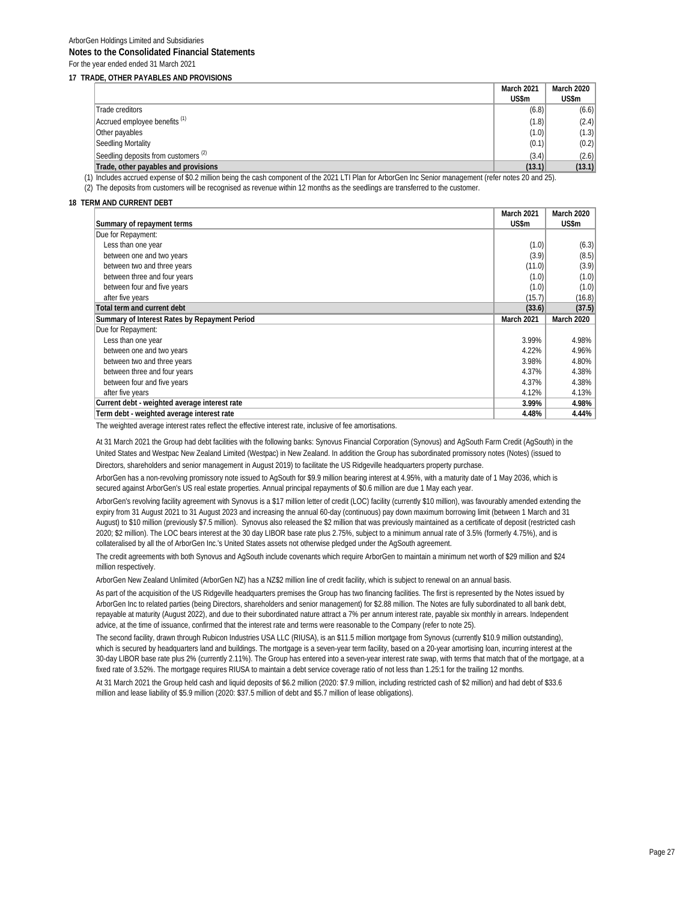ArborGen Holdings Limited and Subsidiaries

**Notes to the Consolidated Financial Statements**

For the year ended ended 31 March 2021

## 17 TRADE, OTHER PAYABLES AND PROVISIONS

| | March 2021 US$m | March 2020 US$m |
|---|---|---|
| Trade creditors | (6.8) | (6.6) |
| Accrued employee benefits [1] | (1.8) | (2.4) |
| Other payables | (1.0) | (1.3) |
| Seedling Mortality | (0.1) | (0.2) |
| Seedling deposits from customers [2] | (3.4) | (2.6) |
| **Trade, other payables and provisions** | **(13.1)** | **(13.1)** |

(1) Includes accrued expense of $0.2 million being the cash component of the 2021 LTI Plan for ArborGen Inc Senior management (refer notes 20 and 25).

(2) The deposits from customers will be recognised as revenue within 12 months as the seedlings are transferred to the customer.

## 18 TERM AND CURRENT DEBT

| Summary of repayment terms | March 2021 US$m | March 2020 US$m |
|---|---|---|
| Due for Repayment: | | |
| Less than one year | (1.0) | (6.3) |
| between one and two years | (3.9) | (8.5) |
| between two and three years | (11.0) | (3.9) |
| between three and four years | (1.0) | (1.0) |
| between four and five years | (1.0) | (1.0) |
| after five years | (15.7) | (16.8) |
| **Total term and current debt** | **(33.6)** | **(37.5)** |
| **Summary of Interest Rates by Repayment Period** | **March 2021** | **March 2020** |
| Due for Repayment: | | |
| Less than one year | 3.99% | 4.98% |
| between one and two years | 4.22% | 4.96% |
| between two and three years | 3.98% | 4.80% |
| between three and four years | 4.37% | 4.38% |
| between four and five years | 4.37% | 4.38% |
| after five years | 4.12% | 4.13% |
| **Current debt - weighted average interest rate** | **3.99%** | **4.98%** |
| **Term debt - weighted average interest rate** | **4.48%** | **4.44%** |

The weighted average interest rates reflect the effective interest rate, inclusive of fee amortisations.

At 31 March 2021 the Group had debt facilities with the following banks: Synovus Financial Corporation (Synovus) and AgSouth Farm Credit (AgSouth) in the United States and Westpac New Zealand Limited (Westpac) in New Zealand. In addition the Group has subordinated promissory notes (Notes) (issued to Directors, shareholders and senior management in August 2019) to facilitate the US Ridgeville headquarters property purchase.

ArborGen has a non-revolving promissory note issued to AgSouth for $9.9 million bearing interest at 4.95%, with a maturity date of 1 May 2036, which is secured against ArborGen's US real estate properties. Annual principal repayments of $0.6 million are due 1 May each year.

ArborGen's revolving facility agreement with Synovus is a $17 million letter of credit (LOC) facility (currently $10 million), was favourably amended extending the expiry from 31 August 2021 to 31 August 2023 and increasing the annual 60-day (continuous) pay down maximum borrowing limit (between 1 March and 31 August) to $10 million (previously $7.5 million). Synovus also released the $2 million that was previously maintained as a certificate of deposit (restricted cash 2020; $2 million). The LOC bears interest at the 30 day LIBOR base rate plus 2.75%, subject to a minimum annual rate of 3.5% (formerly 4.75%), and is collateralised by all the of ArborGen Inc.'s United States assets not otherwise pledged under the AgSouth agreement.

The credit agreements with both Synovus and AgSouth include covenants which require ArborGen to maintain a minimum net worth of $29 million and $24 million respectively.

ArborGen New Zealand Unlimited (ArborGen NZ) has a NZ$2 million line of credit facility, which is subject to renewal on an annual basis.

As part of the acquisition of the US Ridgeville headquarters premises the Group has two financing facilities. The first is represented by the Notes issued by ArborGen Inc to related parties (being Directors, shareholders and senior management) for $2.88 million. The Notes are fully subordinated to all bank debt, repayable at maturity (August 2022), and due to their subordinated nature attract a 7% per annum interest rate, payable six monthly in arrears. Independent advice, at the time of issuance, confirmed that the interest rate and terms were reasonable to the Company (refer to note 25).

The second facility, drawn through Rubicon Industries USA LLC (RIUSA), is an $11.5 million mortgage from Synovus (currently $10.9 million outstanding), which is secured by headquarters land and buildings. The mortgage is a seven-year term facility, based on a 20-year amortising loan, incurring interest at the 30-day LIBOR base rate plus 2% (currently 2.11%). The Group has entered into a seven-year interest rate swap, with terms that match that of the mortgage, at a fixed rate of 3.52%. The mortgage requires RIUSA to maintain a debt service coverage ratio of not less than 1.25:1 for the trailing 12 months.

At 31 March 2021 the Group held cash and liquid deposits of $6.2 million (2020: $7.9 million, including restricted cash of $2 million) and had debt of $33.6 million and lease liability of $5.9 million (2020: $37.5 million of debt and $5.7 million of lease obligations).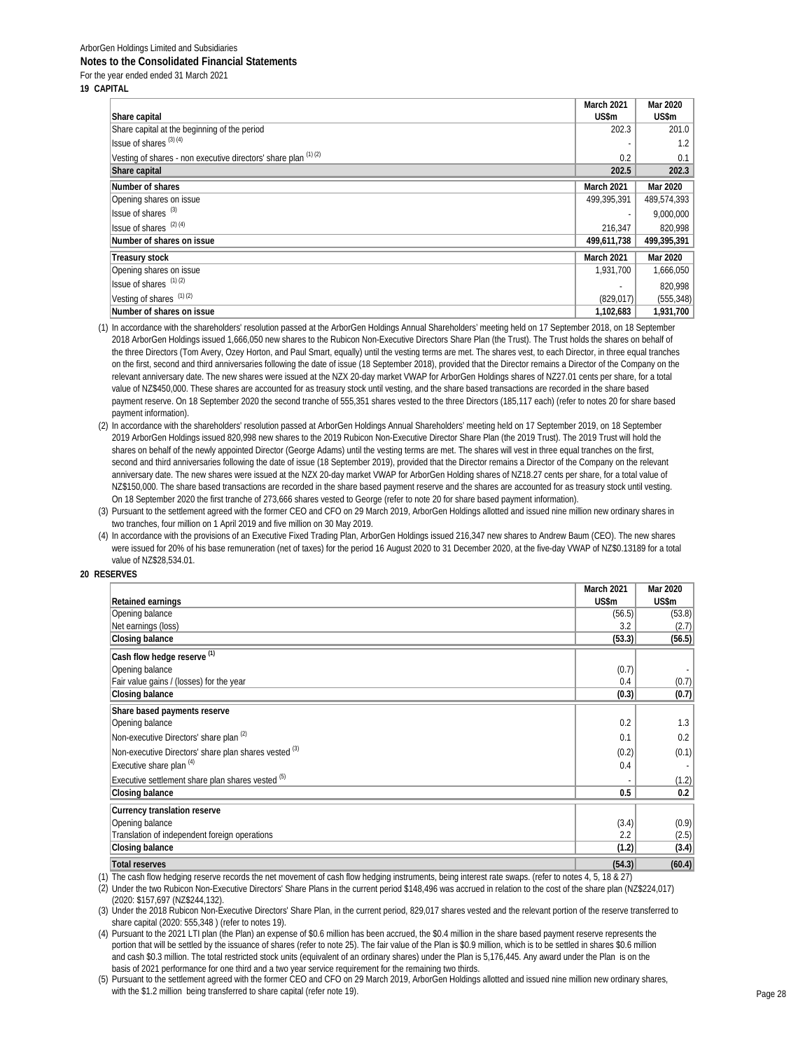ArborGen Holdings Limited and Subsidiaries

**Notes to the Consolidated Financial Statements**

For the year ended ended 31 March 2021

## 19 CAPITAL

| Share capital | March 2021 US$m | Mar 2020 US$m |
|---|---|---|
| Share capital at the beginning of the period | 202.3 | 201.0 |
| Issue of shares (3) (4) | - | 1.2 |
| Vesting of shares - non executive directors' share plan (1) (2) | 0.2 | 0.1 |
| **Share capital** | **202.5** | **202.3** |

| Number of shares | March 2021 | Mar 2020 |
|---|---|---|
| Opening shares on issue | 499,395,391 | 489,574,393 |
| Issue of shares (3) | - | 9,000,000 |
| Issue of shares (2) (4) | 216,347 | 820,998 |
| **Number of shares on issue** | **499,611,738** | **499,395,391** |

| Treasury stock | March 2021 | Mar 2020 |
|---|---|---|
| Opening shares on issue | 1,931,700 | 1,666,050 |
| Issue of shares (1) (2) | - | 820,998 |
| Vesting of shares (1) (2) | (829,017) | (555,348) |
| **Number of shares on issue** | **1,102,683** | **1,931,700** |

(1) In accordance with the shareholders' resolution passed at the ArborGen Holdings Annual Shareholders' meeting held on 17 September 2018, on 18 September 2018 ArborGen Holdings issued 1,666,050 new shares to the Rubicon Non-Executive Directors Share Plan (the Trust). The Trust holds the shares on behalf of the three Directors (Tom Avery, Ozey Horton, and Paul Smart, equally) until the vesting terms are met. The shares vest, to each Director, in three equal tranches on the first, second and third anniversaries following the date of issue (18 September 2018), provided that the Director remains a Director of the Company on the relevant anniversary date. The new shares were issued at the NZX 20-day market VWAP for ArborGen Holdings shares of NZ27.01 cents per share, for a total value of NZ$450,000. These shares are accounted for as treasury stock until vesting, and the share based transactions are recorded in the share based payment reserve. On 18 September 2020 the second tranche of 555,351 shares vested to the three Directors (185,117 each) (refer to notes 20 for share based payment information).

(2) In accordance with the shareholders' resolution passed at ArborGen Holdings Annual Shareholders' meeting held on 17 September 2019, on 18 September 2019 ArborGen Holdings issued 820,998 new shares to the 2019 Rubicon Non-Executive Director Share Plan (the 2019 Trust). The 2019 Trust will hold the shares on behalf of the newly appointed Director (George Adams) until the vesting terms are met. The shares will vest in three equal tranches on the first, second and third anniversaries following the date of issue (18 September 2019), provided that the Director remains a Director of the Company on the relevant anniversary date. The new shares were issued at the NZX 20-day market VWAP for ArborGen Holding shares of NZ18.27 cents per share, for a total value of NZ$150,000. The share based transactions are recorded in the share based payment reserve and the shares are accounted for as treasury stock until vesting. On 18 September 2020 the first tranche of 273,666 shares vested to George (refer to note 20 for share based payment information).

(3) Pursuant to the settlement agreed with the former CEO and CFO on 29 March 2019, ArborGen Holdings allotted and issued nine million new ordinary shares in two tranches, four million on 1 April 2019 and five million on 30 May 2019.

(4) In accordance with the provisions of an Executive Fixed Trading Plan, ArborGen Holdings issued 216,347 new shares to Andrew Baum (CEO). The new shares were issued for 20% of his base remuneration (net of taxes) for the period 16 August 2020 to 31 December 2020, at the five-day VWAP of NZ$0.13189 for a total value of NZ$28,534.01.

## 20 RESERVES

| Retained earnings | March 2021 US$m | Mar 2020 US$m |
|---|---|---|
| Opening balance | (56.5) | (53.8) |
| Net earnings (loss) | 3.2 | (2.7) |
| **Closing balance** | **(53.3)** | **(56.5)** |
| **Cash flow hedge reserve (1)** | | |
| Opening balance | (0.7) | - |
| Fair value gains / (losses) for the year | 0.4 | (0.7) |
| **Closing balance** | **(0.3)** | **(0.7)** |
| **Share based payments reserve** | | |
| Opening balance | 0.2 | 1.3 |
| Non-executive Directors' share plan (2) | 0.1 | 0.2 |
| Non-executive Directors' share plan shares vested (3) | (0.2) | (0.1) |
| Executive share plan (4) | 0.4 | - |
| Executive settlement share plan shares vested (5) | - | (1.2) |
| **Closing balance** | **0.5** | **0.2** |
| **Currency translation reserve** | | |
| Opening balance | (3.4) | (0.9) |
| Translation of independent foreign operations | 2.2 | (2.5) |
| **Closing balance** | **(1.2)** | **(3.4)** |
| **Total reserves** | **(54.3)** | **(60.4)** |

(1) The cash flow hedging reserve records the net movement of cash flow hedging instruments, being interest rate swaps. (refer to notes 4, 5, 18 & 27)

(2) Under the two Rubicon Non-Executive Directors' Share Plans in the current period $148,496 was accrued in relation to the cost of the share plan (NZ$224,017) (2020: $157,697 (NZ$244,132).

(3) Under the 2018 Rubicon Non-Executive Directors' Share Plan, in the current period, 829,017 shares vested and the relevant portion of the reserve transferred to share capital (2020: 555,348 ) (refer to notes 19).

(4) Pursuant to the 2021 LTI plan (the Plan) an expense of $0.6 million has been accrued, the $0.4 million in the share based payment reserve represents the portion that will be settled by the issuance of shares (refer to note 25). The fair value of the Plan is $0.9 million, which is to be settled in shares $0.6 million and cash $0.3 million. The total restricted stock units (equivalent of an ordinary shares) under the Plan is 5,176,445. Any award under the Plan is on the basis of 2021 performance for one third and a two year service requirement for the remaining two thirds.

(5) Pursuant to the settlement agreed with the former CEO and CFO on 29 March 2019, ArborGen Holdings allotted and issued nine million new ordinary shares, with the $1.2 million being transferred to share capital (refer note 19).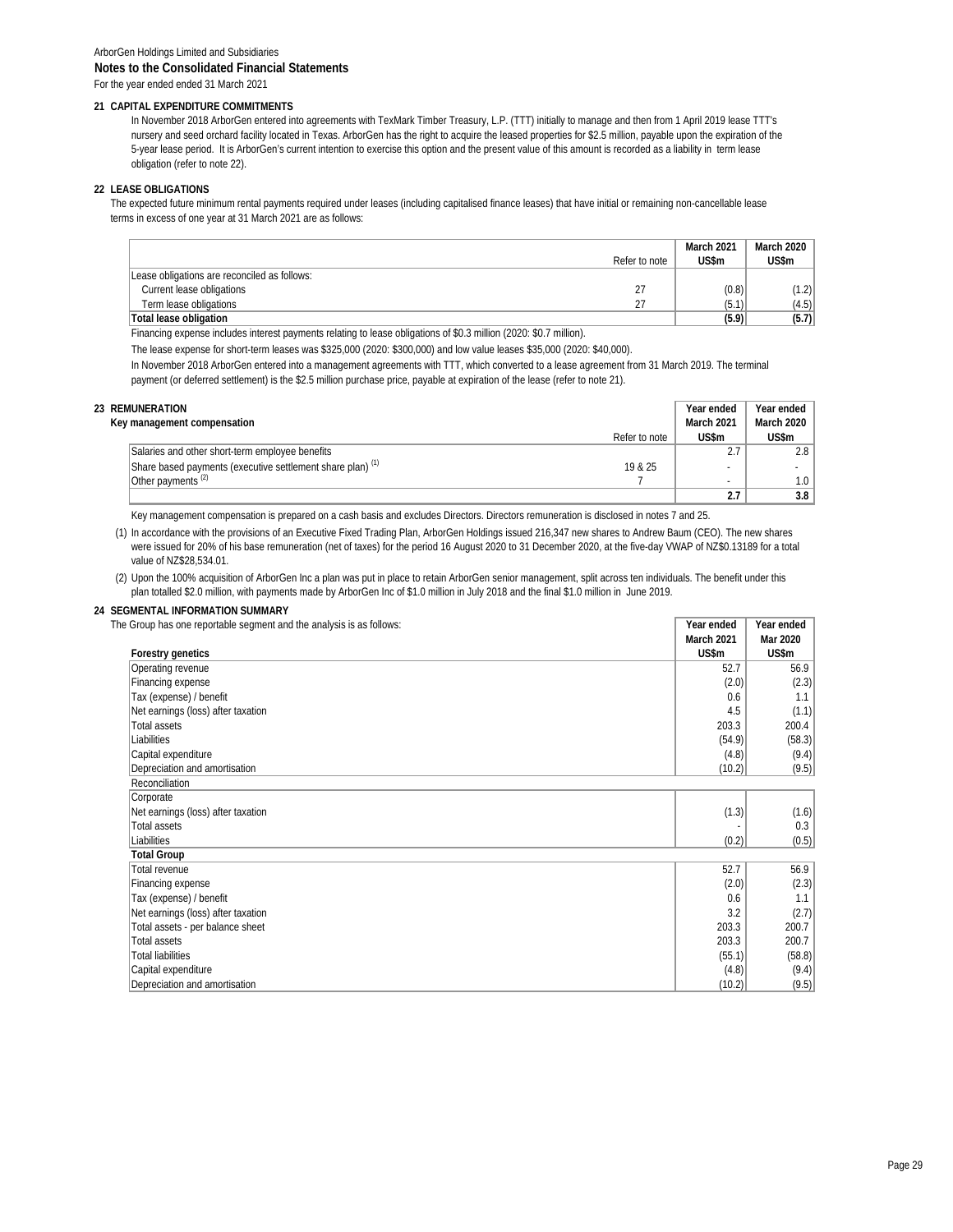ArborGen Holdings Limited and Subsidiaries

**Notes to the Consolidated Financial Statements**

For the year ended ended 31 March 2021

### 21 CAPITAL EXPENDITURE COMMITMENTS

In November 2018 ArborGen entered into agreements with TexMark Timber Treasury, L.P. (TTT) initially to manage and then from 1 April 2019 lease TTT's nursery and seed orchard facility located in Texas. ArborGen has the right to acquire the leased properties for $2.5 million, payable upon the expiration of the 5-year lease period. It is ArborGen's current intention to exercise this option and the present value of this amount is recorded as a liability in term lease obligation (refer to note 22).

### 22 LEASE OBLIGATIONS

The expected future minimum rental payments required under leases (including capitalised finance leases) that have initial or remaining non-cancellable lease terms in excess of one year at 31 March 2021 are as follows:

| | Refer to note | March 2021 US$m | March 2020 US$m |
|---|---|---|---|
| Lease obligations are reconciled as follows: | | | |
| Current lease obligations | 27 | (0.8) | (1.2) |
| Term lease obligations | 27 | (5.1) | (4.5) |
| **Total lease obligation** | | **(5.9)** | **(5.7)** |

Financing expense includes interest payments relating to lease obligations of $0.3 million (2020: $0.7 million).

The lease expense for short-term leases was $325,000 (2020: $300,000) and low value leases $35,000 (2020: $40,000).

In November 2018 ArborGen entered into a management agreements with TTT, which converted to a lease agreement from 31 March 2019. The terminal payment (or deferred settlement) is the $2.5 million purchase price, payable at expiration of the lease (refer to note 21).

### 23 REMUNERATION

**Key management compensation**

| | Refer to note | Year ended March 2021 US$m | Year ended March 2020 US$m |
|---|---|---|---|
| Salaries and other short-term employee benefits | | 2.7 | 2.8 |
| Share based payments (executive settlement share plan) (1) | 19 & 25 | - | - |
| Other payments (2) | 7 | - | 1.0 |
| | | **2.7** | **3.8** |

Key management compensation is prepared on a cash basis and excludes Directors. Directors remuneration is disclosed in notes 7 and 25.

(1) In accordance with the provisions of an Executive Fixed Trading Plan, ArborGen Holdings issued 216,347 new shares to Andrew Baum (CEO). The new shares were issued for 20% of his base remuneration (net of taxes) for the period 16 August 2020 to 31 December 2020, at the five-day VWAP of NZ$0.13189 for a total value of NZ$28,534.01.

(2) Upon the 100% acquisition of ArborGen Inc a plan was put in place to retain ArborGen senior management, split across ten individuals. The benefit under this plan totalled $2.0 million, with payments made by ArborGen Inc of $1.0 million in July 2018 and the final $1.0 million in June 2019.

### 24 SEGMENTAL INFORMATION SUMMARY

The Group has one reportable segment and the analysis is as follows:

| | Year ended March 2021 US$m | Year ended Mar 2020 US$m |
|---|---|---|
| **Forestry genetics** | | |
| Operating revenue | 52.7 | 56.9 |
| Financing expense | (2.0) | (2.3) |
| Tax (expense) / benefit | 0.6 | 1.1 |
| Net earnings (loss) after taxation | 4.5 | (1.1) |
| Total assets | 203.3 | 200.4 |
| Liabilities | (54.9) | (58.3) |
| Capital expenditure | (4.8) | (9.4) |
| Depreciation and amortisation | (10.2) | (9.5) |
| Reconciliation | | |
| Corporate | | |
| Net earnings (loss) after taxation | (1.3) | (1.6) |
| Total assets | - | 0.3 |
| Liabilities | (0.2) | (0.5) |
| **Total Group** | | |
| Total revenue | 52.7 | 56.9 |
| Financing expense | (2.0) | (2.3) |
| Tax (expense) / benefit | 0.6 | 1.1 |
| Net earnings (loss) after taxation | 3.2 | (2.7) |
| Total assets - per balance sheet | 203.3 | 200.7 |
| Total assets | 203.3 | 200.7 |
| Total liabilities | (55.1) | (58.8) |
| Capital expenditure | (4.8) | (9.4) |
| Depreciation and amortisation | (10.2) | (9.5) |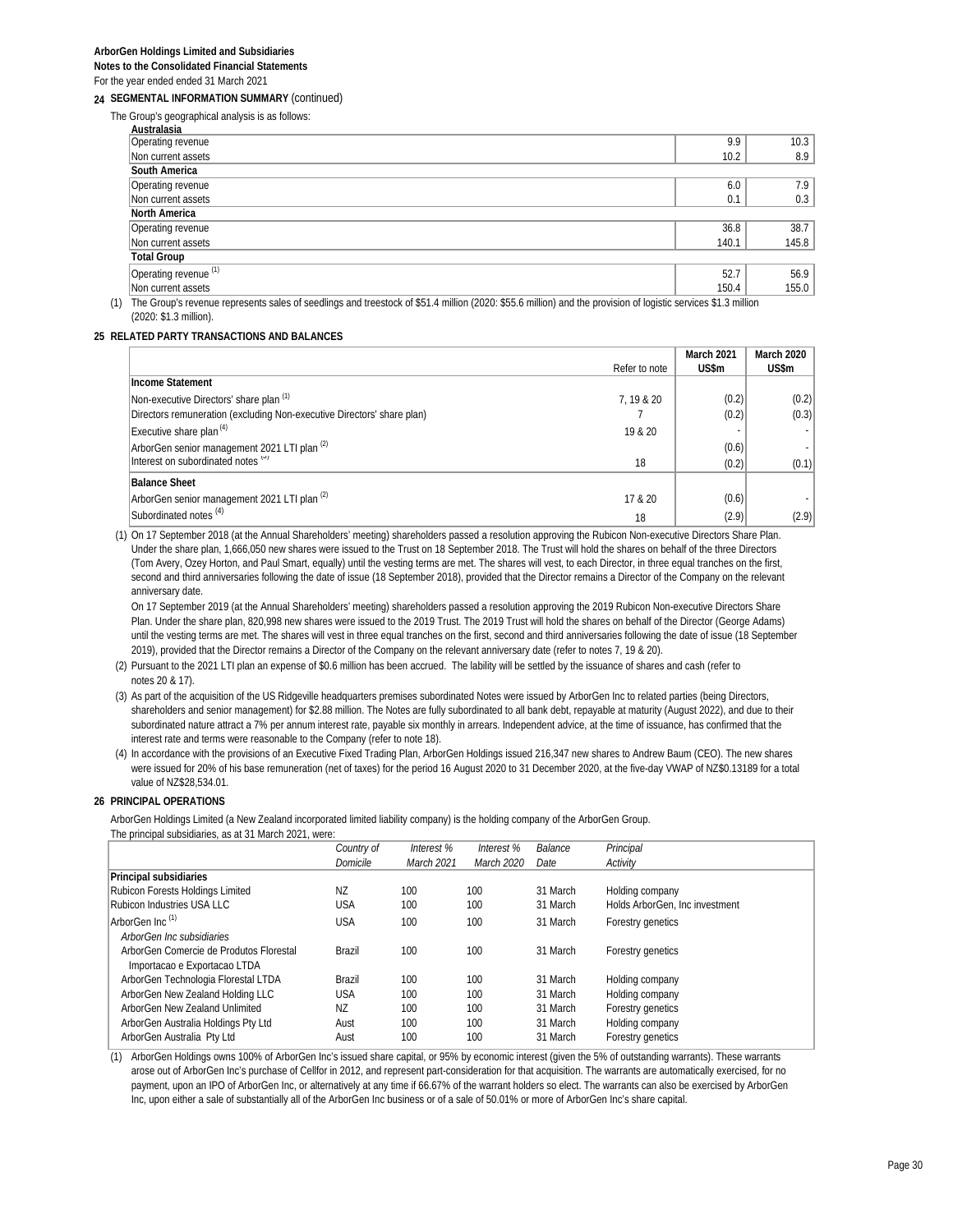**ArborGen Holdings Limited and Subsidiaries**
**Notes to the Consolidated Financial Statements**
For the year ended ended 31 March 2021

## 24 SEGMENTAL INFORMATION SUMMARY (continued)

The Group's geographical analysis is as follows:

| | | |
|---|---|---|
| **Australasia** | | |
| Operating revenue | 9.9 | 10.3 |
| Non current assets | 10.2 | 8.9 |
| **South America** | | |
| Operating revenue | 6.0 | 7.9 |
| Non current assets | 0.1 | 0.3 |
| **North America** | | |
| Operating revenue | 36.8 | 38.7 |
| Non current assets | 140.1 | 145.8 |
| **Total Group** | | |
| Operating revenue [(1)] | 52.7 | 56.9 |
| Non current assets | 150.4 | 155.0 |

(1) The Group's revenue represents sales of seedlings and treestock of $51.4 million (2020: $55.6 million) and the provision of logistic services $1.3 million (2020: $1.3 million).

## 25 RELATED PARTY TRANSACTIONS AND BALANCES

| | Refer to note | March 2021 US$m | March 2020 US$m |
|---|---|---|---|
| **Income Statement** | | | |
| Non-executive Directors' share plan [(1)] | 7, 19 & 20 | (0.2) | (0.2) |
| Directors remuneration (excluding Non-executive Directors' share plan) | 7 | (0.2) | (0.3) |
| Executive share plan [(4)] | 19 & 20 | - | - |
| ArborGen senior management 2021 LTI plan [(2)] | | (0.6) | - |
| Interest on subordinated notes [(3)] | 18 | (0.2) | (0.1) |
| **Balance Sheet** | | | |
| ArborGen senior management 2021 LTI plan [(2)] | 17 & 20 | (0.6) | - |
| Subordinated notes [(4)] | 18 | (2.9) | (2.9) |

(1) On 17 September 2018 (at the Annual Shareholders' meeting) shareholders passed a resolution approving the Rubicon Non-executive Directors Share Plan. Under the share plan, 1,666,050 new shares were issued to the Trust on 18 September 2018. The Trust will hold the shares on behalf of the three Directors (Tom Avery, Ozey Horton, and Paul Smart, equally) until the vesting terms are met. The shares will vest, to each Director, in three equal tranches on the first, second and third anniversaries following the date of issue (18 September 2018), provided that the Director remains a Director of the Company on the relevant anniversary date.

On 17 September 2019 (at the Annual Shareholders' meeting) shareholders passed a resolution approving the 2019 Rubicon Non-executive Directors Share Plan. Under the share plan, 820,998 new shares were issued to the 2019 Trust. The 2019 Trust will hold the shares on behalf of the Director (George Adams) until the vesting terms are met. The shares will vest in three equal tranches on the first, second and third anniversaries following the date of issue (18 September 2019), provided that the Director remains a Director of the Company on the relevant anniversary date (refer to notes 7, 19 & 20).

(2) Pursuant to the 2021 LTI plan an expense of $0.6 million has been accrued. The lability will be settled by the issuance of shares and cash (refer to notes 20 & 17).

(3) As part of the acquisition of the US Ridgeville headquarters premises subordinated Notes were issued by ArborGen Inc to related parties (being Directors, shareholders and senior management) for $2.88 million. The Notes are fully subordinated to all bank debt, repayable at maturity (August 2022), and due to their subordinated nature attract a 7% per annum interest rate, payable six monthly in arrears. Independent advice, at the time of issuance, has confirmed that the interest rate and terms were reasonable to the Company (refer to note 18).

(4) In accordance with the provisions of an Executive Fixed Trading Plan, ArborGen Holdings issued 216,347 new shares to Andrew Baum (CEO). The new shares were issued for 20% of his base remuneration (net of taxes) for the period 16 August 2020 to 31 December 2020, at the five-day VWAP of NZ$0.13189 for a total value of NZ$28,534.01.

## 26 PRINCIPAL OPERATIONS

ArborGen Holdings Limited (a New Zealand incorporated limited liability company) is the holding company of the ArborGen Group.

The principal subsidiaries, as at 31 March 2021, were:

| | *Country of Domicile* | *Interest % March 2021* | *Interest % March 2020* | *Balance Date* | *Principal Activity* |
|---|---|---|---|---|---|
| **Principal subsidiaries** | | | | | |
| Rubicon Forests Holdings Limited | NZ | 100 | 100 | 31 March | Holding company |
| Rubicon Industries USA LLC | USA | 100 | 100 | 31 March | Holds ArborGen, Inc investment |
| ArborGen Inc [(1)] | USA | 100 | 100 | 31 March | Forestry genetics |
| *ArborGen Inc subsidiaries* | | | | | |
| ArborGen Comercie de Produtos Florestal Importacao e Exportacao LTDA | Brazil | 100 | 100 | 31 March | Forestry genetics |
| ArborGen Technologia Florestal LTDA | Brazil | 100 | 100 | 31 March | Holding company |
| ArborGen New Zealand Holding LLC | USA | 100 | 100 | 31 March | Holding company |
| ArborGen New Zealand Unlimited | NZ | 100 | 100 | 31 March | Forestry genetics |
| ArborGen Australia Holdings Pty Ltd | Aust | 100 | 100 | 31 March | Holding company |
| ArborGen Australia Pty Ltd | Aust | 100 | 100 | 31 March | Forestry genetics |

(1) ArborGen Holdings owns 100% of ArborGen Inc's issued share capital, or 95% by economic interest (given the 5% of outstanding warrants). These warrants arose out of ArborGen Inc's purchase of Cellfor in 2012, and represent part-consideration for that acquisition. The warrants are automatically exercised, for no payment, upon an IPO of ArborGen Inc, or alternatively at any time if 66.67% of the warrant holders so elect. The warrants can also be exercised by ArborGen Inc, upon either a sale of substantially all of the ArborGen Inc business or of a sale of 50.01% or more of ArborGen Inc's share capital.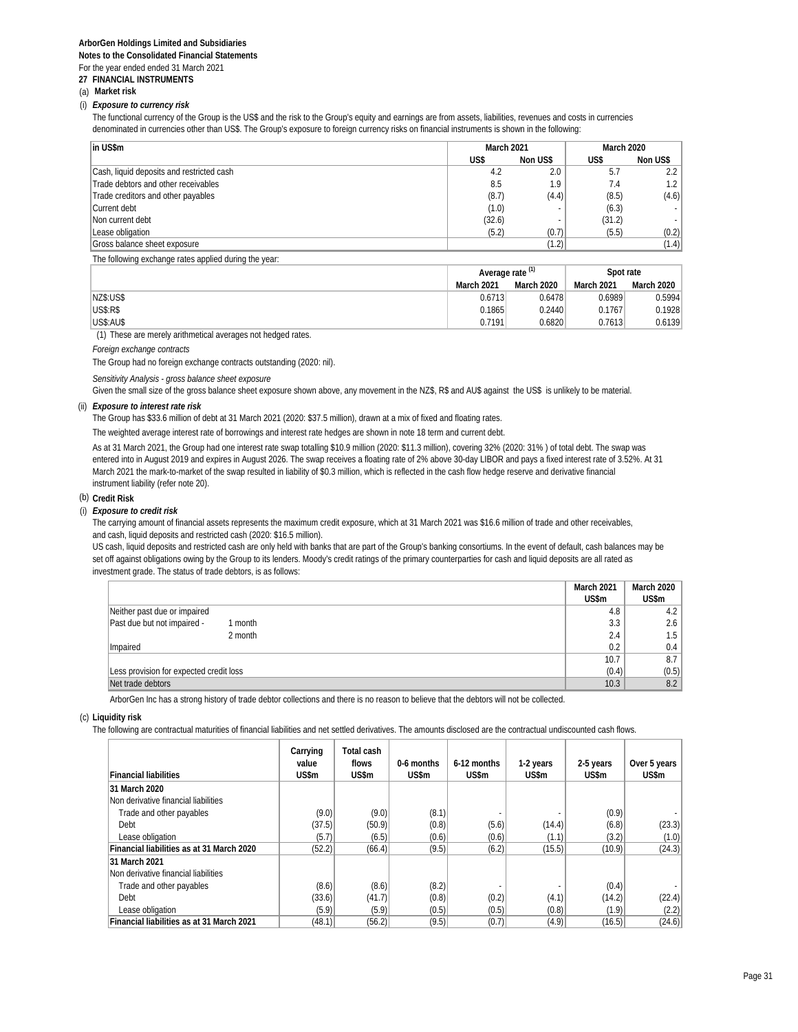**ArborGen Holdings Limited and Subsidiaries**
**Notes to the Consolidated Financial Statements**
For the year ended ended 31 March 2021

## 27 FINANCIAL INSTRUMENTS

### (a) Market risk

#### (i) *Exposure to currency risk*

The functional currency of the Group is the US$ and the risk to the Group's equity and earnings are from assets, liabilities, revenues and costs in currencies denominated in currencies other than US$. The Group's exposure to foreign currency risks on financial instruments is shown in the following:

| in US$m | March 2021 | | March 2020 | |
|---|---|---|---|---|
| | US$ | Non US$ | US$ | Non US$ |
| Cash, liquid deposits and restricted cash | 4.2 | 2.0 | 5.7 | 2.2 |
| Trade debtors and other receivables | 8.5 | 1.9 | 7.4 | 1.2 |
| Trade creditors and other payables | (8.7) | (4.4) | (8.5) | (4.6) |
| Current debt | (1.0) | - | (6.3) | - |
| Non current debt | (32.6) | - | (31.2) | - |
| Lease obligation | (5.2) | (0.7) | (5.5) | (0.2) |
| Gross balance sheet exposure | | (1.2) | | (1.4) |

The following exchange rates applied during the year:

| | Average rate [1] | | Spot rate | |
|---|---|---|---|---|
| | March 2021 | March 2020 | March 2021 | March 2020 |
| NZ$:US$ | 0.6713 | 0.6478 | 0.6989 | 0.5994 |
| US$:R$ | 0.1865 | 0.2440 | 0.1767 | 0.1928 |
| US$:AU$ | 0.7191 | 0.6820 | 0.7613 | 0.6139 |

(1) These are merely arithmetical averages not hedged rates.

*Foreign exchange contracts*

The Group had no foreign exchange contracts outstanding (2020: nil).

*Sensitivity Analysis - gross balance sheet exposure*

Given the small size of the gross balance sheet exposure shown above, any movement in the NZ$, R$ and AU$ against the US$ is unlikely to be material.

#### (ii) *Exposure to interest rate risk*

The Group has $33.6 million of debt at 31 March 2021 (2020: $37.5 million), drawn at a mix of fixed and floating rates.

The weighted average interest rate of borrowings and interest rate hedges are shown in note 18 term and current debt.

As at 31 March 2021, the Group had one interest rate swap totalling $10.9 million (2020: $11.3 million), covering 32% (2020: 31% ) of total debt. The swap was entered into in August 2019 and expires in August 2026. The swap receives a floating rate of 2% above 30-day LIBOR and pays a fixed interest rate of 3.52%. At 31 March 2021 the mark-to-market of the swap resulted in liability of $0.3 million, which is reflected in the cash flow hedge reserve and derivative financial instrument liability (refer note 20).

### (b) Credit Risk

#### (i) *Exposure to credit risk*

The carrying amount of financial assets represents the maximum credit exposure, which at 31 March 2021 was $16.6 million of trade and other receivables, and cash, liquid deposits and restricted cash (2020: $16.5 million).

US cash, liquid deposits and restricted cash are only held with banks that are part of the Group's banking consortiums. In the event of default, cash balances may be set off against obligations owing by the Group to its lenders. Moody's credit ratings of the primary counterparties for cash and liquid deposits are all rated as investment grade. The status of trade debtors, is as follows:

| | | March 2021 US$m | March 2020 US$m |
|---|---|---|---|
| Neither past due or impaired | | 4.8 | 4.2 |
| Past due but not impaired - | 1 month | 3.3 | 2.6 |
| | 2 month | 2.4 | 1.5 |
| Impaired | | 0.2 | 0.4 |
| | | 10.7 | 8.7 |
| Less provision for expected credit loss | | (0.4) | (0.5) |
| Net trade debtors | | 10.3 | 8.2 |

ArborGen Inc has a strong history of trade debtor collections and there is no reason to believe that the debtors will not be collected.

### (c) Liquidity risk

The following are contractual maturities of financial liabilities and net settled derivatives. The amounts disclosed are the contractual undiscounted cash flows.

| Financial liabilities | Carrying value US$m | Total cash flows US$m | 0-6 months US$m | 6-12 months US$m | 1-2 years US$m | 2-5 years US$m | Over 5 years US$m |
|---|---|---|---|---|---|---|---|
| **31 March 2020** | | | | | | | |
| Non derivative financial liabilities | | | | | | | |
| Trade and other payables | (9.0) | (9.0) | (8.1) | - | - | (0.9) | - |
| Debt | (37.5) | (50.9) | (0.8) | (5.6) | (14.4) | (6.8) | (23.3) |
| Lease obligation | (5.7) | (6.5) | (0.6) | (0.6) | (1.1) | (3.2) | (1.0) |
| **Financial liabilities as at 31 March 2020** | (52.2) | (66.4) | (9.5) | (6.2) | (15.5) | (10.9) | (24.3) |
| **31 March 2021** | | | | | | | |
| Non derivative financial liabilities | | | | | | | |
| Trade and other payables | (8.6) | (8.6) | (8.2) | - | - | (0.4) | - |
| Debt | (33.6) | (41.7) | (0.8) | (0.2) | (4.1) | (14.2) | (22.4) |
| Lease obligation | (5.9) | (5.9) | (0.5) | (0.5) | (0.8) | (1.9) | (2.2) |
| **Financial liabilities as at 31 March 2021** | (48.1) | (56.2) | (9.5) | (0.7) | (4.9) | (16.5) | (24.6) |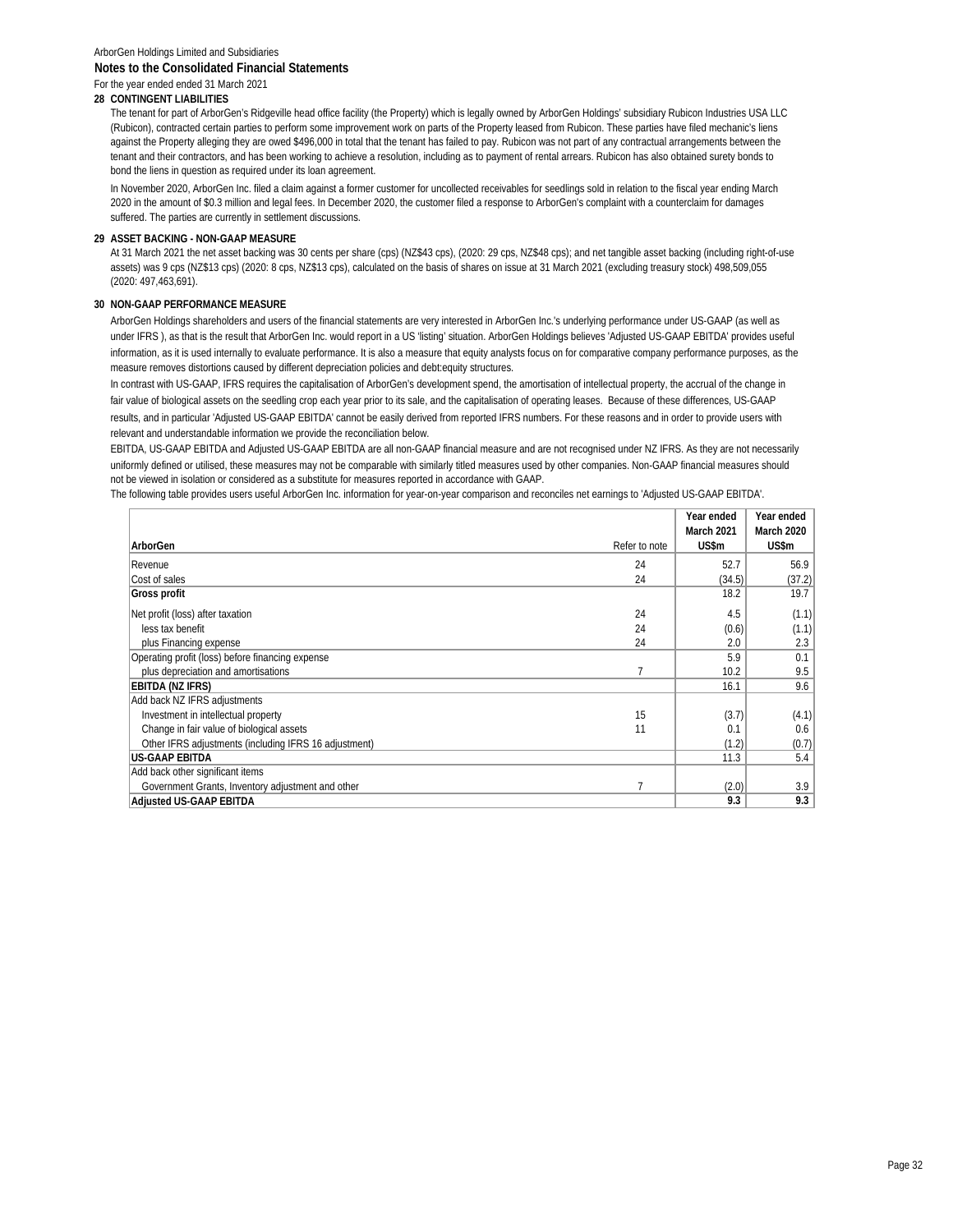ArborGen Holdings Limited and Subsidiaries

**Notes to the Consolidated Financial Statements**

For the year ended ended 31 March 2021

**28 CONTINGENT LIABILITIES**

The tenant for part of ArborGen's Ridgeville head office facility (the Property) which is legally owned by ArborGen Holdings' subsidiary Rubicon Industries USA LLC (Rubicon), contracted certain parties to perform some improvement work on parts of the Property leased from Rubicon. These parties have filed mechanic's liens against the Property alleging they are owed $496,000 in total that the tenant has failed to pay. Rubicon was not part of any contractual arrangements between the tenant and their contractors, and has been working to achieve a resolution, including as to payment of rental arrears. Rubicon has also obtained surety bonds to bond the liens in question as required under its loan agreement.

In November 2020, ArborGen Inc. filed a claim against a former customer for uncollected receivables for seedlings sold in relation to the fiscal year ending March 2020 in the amount of $0.3 million and legal fees. In December 2020, the customer filed a response to ArborGen's complaint with a counterclaim for damages suffered. The parties are currently in settlement discussions.

**29 ASSET BACKING - NON-GAAP MEASURE**

At 31 March 2021 the net asset backing was 30 cents per share (cps) (NZ$43 cps), (2020: 29 cps, NZ$48 cps); and net tangible asset backing (including right-of-use assets) was 9 cps (NZ$13 cps) (2020: 8 cps, NZ$13 cps), calculated on the basis of shares on issue at 31 March 2021 (excluding treasury stock) 498,509,055 (2020: 497,463,691).

**30 NON-GAAP PERFORMANCE MEASURE**

ArborGen Holdings shareholders and users of the financial statements are very interested in ArborGen Inc.'s underlying performance under US-GAAP (as well as under IFRS ), as that is the result that ArborGen Inc. would report in a US 'listing' situation. ArborGen Holdings believes 'Adjusted US-GAAP EBITDA' provides useful information, as it is used internally to evaluate performance. It is also a measure that equity analysts focus on for comparative company performance purposes, as the measure removes distortions caused by different depreciation policies and debt:equity structures.

In contrast with US-GAAP, IFRS requires the capitalisation of ArborGen's development spend, the amortisation of intellectual property, the accrual of the change in fair value of biological assets on the seedling crop each year prior to its sale, and the capitalisation of operating leases. Because of these differences, US-GAAP results, and in particular 'Adjusted US-GAAP EBITDA' cannot be easily derived from reported IFRS numbers. For these reasons and in order to provide users with relevant and understandable information we provide the reconciliation below.

EBITDA, US-GAAP EBITDA and Adjusted US-GAAP EBITDA are all non-GAAP financial measure and are not recognised under NZ IFRS. As they are not necessarily uniformly defined or utilised, these measures may not be comparable with similarly titled measures used by other companies. Non-GAAP financial measures should not be viewed in isolation or considered as a substitute for measures reported in accordance with GAAP.

The following table provides users useful ArborGen Inc. information for year-on-year comparison and reconciles net earnings to 'Adjusted US-GAAP EBITDA'.

| ArborGen | Refer to note | Year ended March 2021 US$m | Year ended March 2020 US$m |
|---|---|---|---|
| Revenue | 24 | 52.7 | 56.9 |
| Cost of sales | 24 | (34.5) | (37.2) |
| **Gross profit** | | 18.2 | 19.7 |
| Net profit (loss) after taxation | 24 | 4.5 | (1.1) |
| less tax benefit | 24 | (0.6) | (1.1) |
| plus Financing expense | 24 | 2.0 | 2.3 |
| Operating profit (loss) before financing expense | | 5.9 | 0.1 |
| plus depreciation and amortisations | 7 | 10.2 | 9.5 |
| **EBITDA (NZ IFRS)** | | 16.1 | 9.6 |
| Add back NZ IFRS adjustments | | | |
| Investment in intellectual property | 15 | (3.7) | (4.1) |
| Change in fair value of biological assets | 11 | 0.1 | 0.6 |
| Other IFRS adjustments (including IFRS 16 adjustment) | | (1.2) | (0.7) |
| **US-GAAP EBITDA** | | 11.3 | 5.4 |
| Add back other significant items | | | |
| Government Grants, Inventory adjustment and other | 7 | (2.0) | 3.9 |
| **Adjusted US-GAAP EBITDA** | | **9.3** | **9.3** |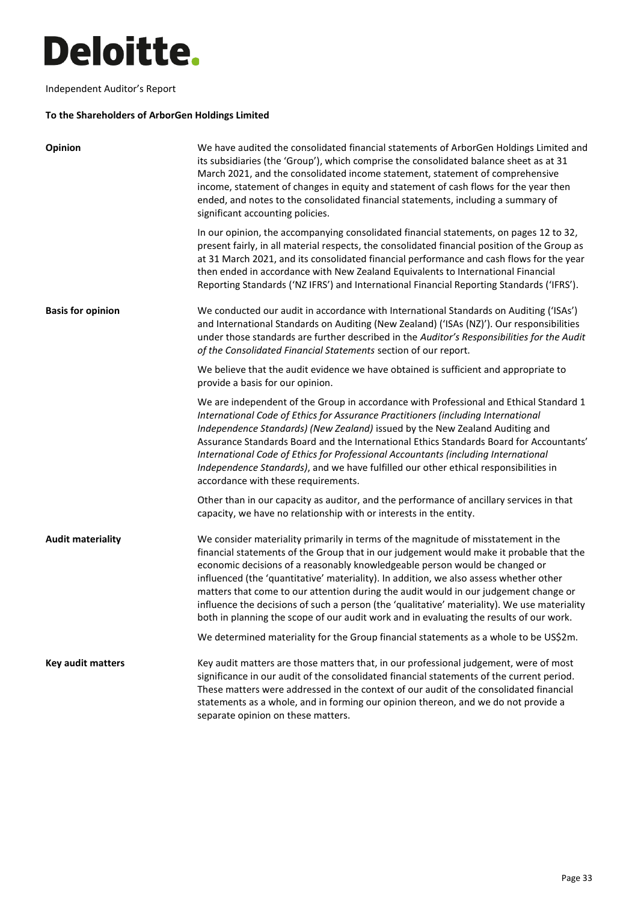Deloitte.

Independent Auditor's Report

**To the Shareholders of ArborGen Holdings Limited**

**Opinion**

We have audited the consolidated financial statements of ArborGen Holdings Limited and its subsidiaries (the 'Group'), which comprise the consolidated balance sheet as at 31 March 2021, and the consolidated income statement, statement of comprehensive income, statement of changes in equity and statement of cash flows for the year then ended, and notes to the consolidated financial statements, including a summary of significant accounting policies.

In our opinion, the accompanying consolidated financial statements, on pages 12 to 32, present fairly, in all material respects, the consolidated financial position of the Group as at 31 March 2021, and its consolidated financial performance and cash flows for the year then ended in accordance with New Zealand Equivalents to International Financial Reporting Standards ('NZ IFRS') and International Financial Reporting Standards ('IFRS').

**Basis for opinion**

We conducted our audit in accordance with International Standards on Auditing ('ISAs') and International Standards on Auditing (New Zealand) ('ISAs (NZ)'). Our responsibilities under those standards are further described in the *Auditor's Responsibilities for the Audit of the Consolidated Financial Statements* section of our report.

We believe that the audit evidence we have obtained is sufficient and appropriate to provide a basis for our opinion.

We are independent of the Group in accordance with Professional and Ethical Standard 1 *International Code of Ethics for Assurance Practitioners (including International Independence Standards) (New Zealand)* issued by the New Zealand Auditing and Assurance Standards Board and the International Ethics Standards Board for Accountants' *International Code of Ethics for Professional Accountants (including International Independence Standards)*, and we have fulfilled our other ethical responsibilities in accordance with these requirements.

Other than in our capacity as auditor, and the performance of ancillary services in that capacity, we have no relationship with or interests in the entity.

**Audit materiality**

We consider materiality primarily in terms of the magnitude of misstatement in the financial statements of the Group that in our judgement would make it probable that the economic decisions of a reasonably knowledgeable person would be changed or influenced (the 'quantitative' materiality). In addition, we also assess whether other matters that come to our attention during the audit would in our judgement change or influence the decisions of such a person (the 'qualitative' materiality). We use materiality both in planning the scope of our audit work and in evaluating the results of our work.

We determined materiality for the Group financial statements as a whole to be US$2m.

**Key audit matters**

Key audit matters are those matters that, in our professional judgement, were of most significance in our audit of the consolidated financial statements of the current period. These matters were addressed in the context of our audit of the consolidated financial statements as a whole, and in forming our opinion thereon, and we do not provide a separate opinion on these matters.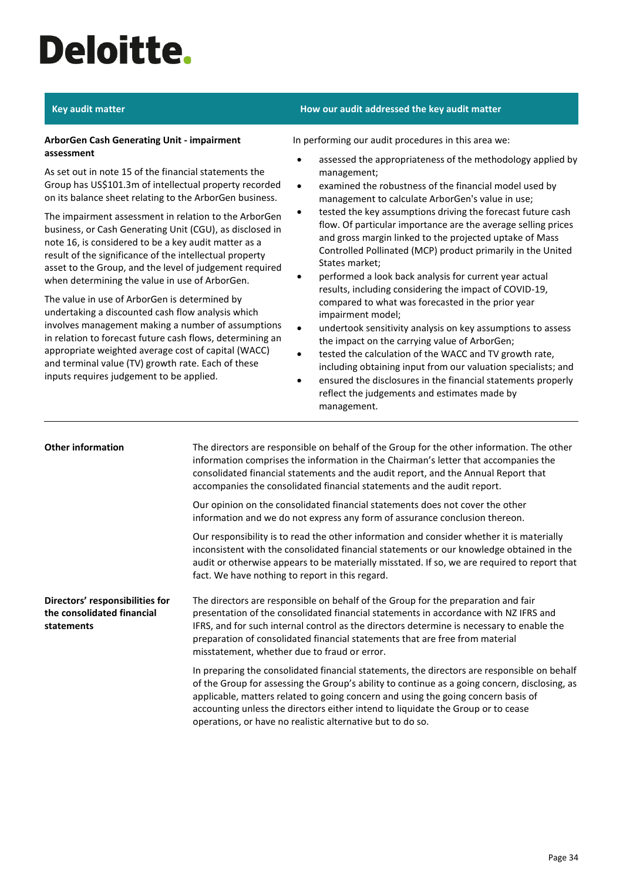Deloitte.

| Key audit matter | How our audit addressed the key audit matter |
|---|---|
| **ArborGen Cash Generating Unit - impairment assessment**<br><br>As set out in note 15 of the financial statements the Group has US$101.3m of intellectual property recorded on its balance sheet relating to the ArborGen business.<br><br>The impairment assessment in relation to the ArborGen business, or Cash Generating Unit (CGU), as disclosed in note 16, is considered to be a key audit matter as a result of the significance of the intellectual property asset to the Group, and the level of judgement required when determining the value in use of ArborGen.<br><br>The value in use of ArborGen is determined by undertaking a discounted cash flow analysis which involves management making a number of assumptions in relation to forecast future cash flows, determining an appropriate weighted average cost of capital (WACC) and terminal value (TV) growth rate. Each of these inputs requires judgement to be applied. | In performing our audit procedures in this area we:<br><br>• assessed the appropriateness of the methodology applied by management;<br>• examined the robustness of the financial model used by management to calculate ArborGen's value in use;<br>• tested the key assumptions driving the forecast future cash flow. Of particular importance are the average selling prices and gross margin linked to the projected uptake of Mass Controlled Pollinated (MCP) product primarily in the United States market;<br>• performed a look back analysis for current year actual results, including considering the impact of COVID-19, compared to what was forecasted in the prior year impairment model;<br>• undertook sensitivity analysis on key assumptions to assess the impact on the carrying value of ArborGen;<br>• tested the calculation of the WACC and TV growth rate, including obtaining input from our valuation specialists; and<br>• ensured the disclosures in the financial statements properly reflect the judgements and estimates made by management. |

**Other information**

The directors are responsible on behalf of the Group for the other information. The other information comprises the information in the Chairman's letter that accompanies the consolidated financial statements and the audit report, and the Annual Report that accompanies the consolidated financial statements and the audit report.

Our opinion on the consolidated financial statements does not cover the other information and we do not express any form of assurance conclusion thereon.

Our responsibility is to read the other information and consider whether it is materially inconsistent with the consolidated financial statements or our knowledge obtained in the audit or otherwise appears to be materially misstated. If so, we are required to report that fact. We have nothing to report in this regard.

**Directors' responsibilities for the consolidated financial statements**

The directors are responsible on behalf of the Group for the preparation and fair presentation of the consolidated financial statements in accordance with NZ IFRS and IFRS, and for such internal control as the directors determine is necessary to enable the preparation of consolidated financial statements that are free from material misstatement, whether due to fraud or error.

In preparing the consolidated financial statements, the directors are responsible on behalf of the Group for assessing the Group's ability to continue as a going concern, disclosing, as applicable, matters related to going concern and using the going concern basis of accounting unless the directors either intend to liquidate the Group or to cease operations, or have no realistic alternative but to do so.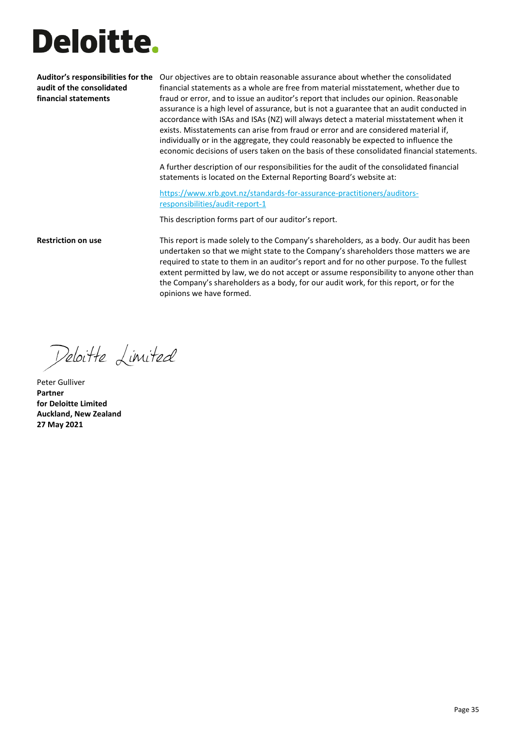Deloitte.

**Auditor's responsibilities for the audit of the consolidated financial statements**

Our objectives are to obtain reasonable assurance about whether the consolidated financial statements as a whole are free from material misstatement, whether due to fraud or error, and to issue an auditor's report that includes our opinion. Reasonable assurance is a high level of assurance, but is not a guarantee that an audit conducted in accordance with ISAs and ISAs (NZ) will always detect a material misstatement when it exists. Misstatements can arise from fraud or error and are considered material if, individually or in the aggregate, they could reasonably be expected to influence the economic decisions of users taken on the basis of these consolidated financial statements.

A further description of our responsibilities for the audit of the consolidated financial statements is located on the External Reporting Board's website at:

https://www.xrb.govt.nz/standards-for-assurance-practitioners/auditors-responsibilities/audit-report-1

This description forms part of our auditor's report.

**Restriction on use**

This report is made solely to the Company's shareholders, as a body. Our audit has been undertaken so that we might state to the Company's shareholders those matters we are required to state to them in an auditor's report and for no other purpose. To the fullest extent permitted by law, we do not accept or assume responsibility to anyone other than the Company's shareholders as a body, for our audit work, for this report, or for the opinions we have formed.

Deloitte Limited

Peter Gulliver
**Partner**
**for Deloitte Limited**
**Auckland, New Zealand**
**27 May 2021**